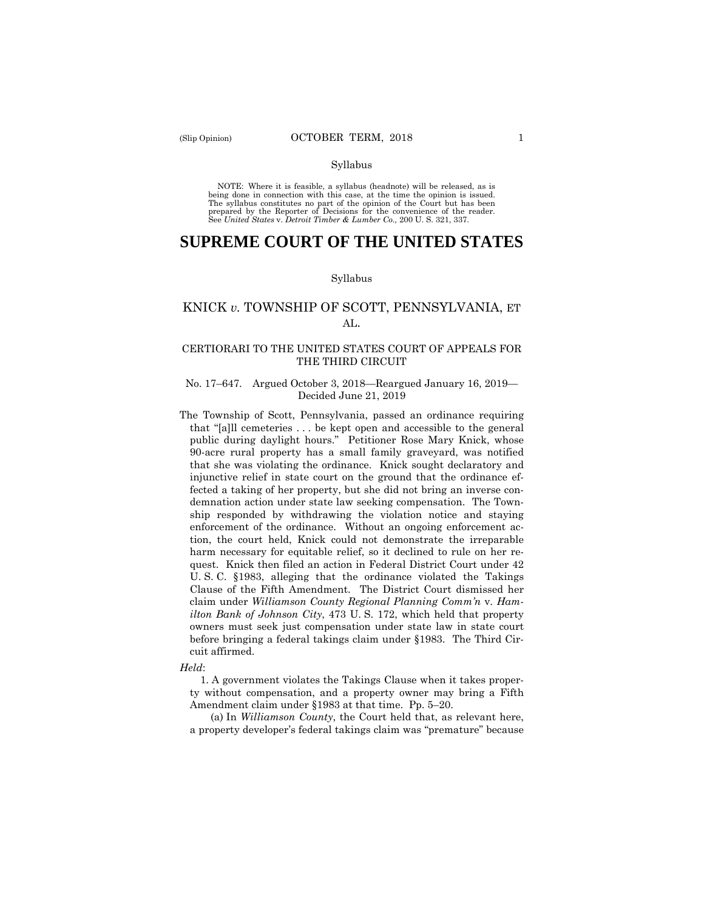Syllabus

NOTE: Where it is feasible, a syllabus (headnote) will be released, as is being done in connection with this case, at the time the opinion is issued. The syllabus constitutes no part of the opinion of the Court but has been prepared by the Reporter of Decisions for the convenience of the reader. See *United States* v. *Detroit Timber & Lumber Co.,* 200 U. S. 321, 337.

# SUPREME COURT OF THE UNITED STATES

Syllabus

## KNICK *v.* TOWNSHIP OF SCOTT, PENNSYLVANIA, ET AL.

### CERTIORARI TO THE UNITED STATES COURT OF APPEALS FOR THE THIRD CIRCUIT

No. 17–647. Argued October 3, 2018—Reargued January 16, 2019—Decided June 21, 2019

The Township of Scott, Pennsylvania, passed an ordinance requiring that "[a]ll cemeteries . . . be kept open and accessible to the general public during daylight hours." Petitioner Rose Mary Knick, whose 90-acre rural property has a small family graveyard, was notified that she was violating the ordinance. Knick sought declaratory and injunctive relief in state court on the ground that the ordinance effected a taking of her property, but she did not bring an inverse condemnation action under state law seeking compensation. The Township responded by withdrawing the violation notice and staying enforcement of the ordinance. Without an ongoing enforcement action, the court held, Knick could not demonstrate the irreparable harm necessary for equitable relief, so it declined to rule on her request. Knick then filed an action in Federal District Court under 42 U. S. C. §1983, alleging that the ordinance violated the Takings Clause of the Fifth Amendment. The District Court dismissed her claim under *Williamson County Regional Planning Comm'n* v. *Hamilton Bank of Johnson City*, 473 U. S. 172, which held that property owners must seek just compensation under state law in state court before bringing a federal takings claim under §1983. The Third Circuit affirmed.

*Held*:

1. A government violates the Takings Clause when it takes property without compensation, and a property owner may bring a Fifth Amendment claim under §1983 at that time. Pp. 5–20.

(a) In *Williamson County*, the Court held that, as relevant here, a property developer's federal takings claim was "premature" because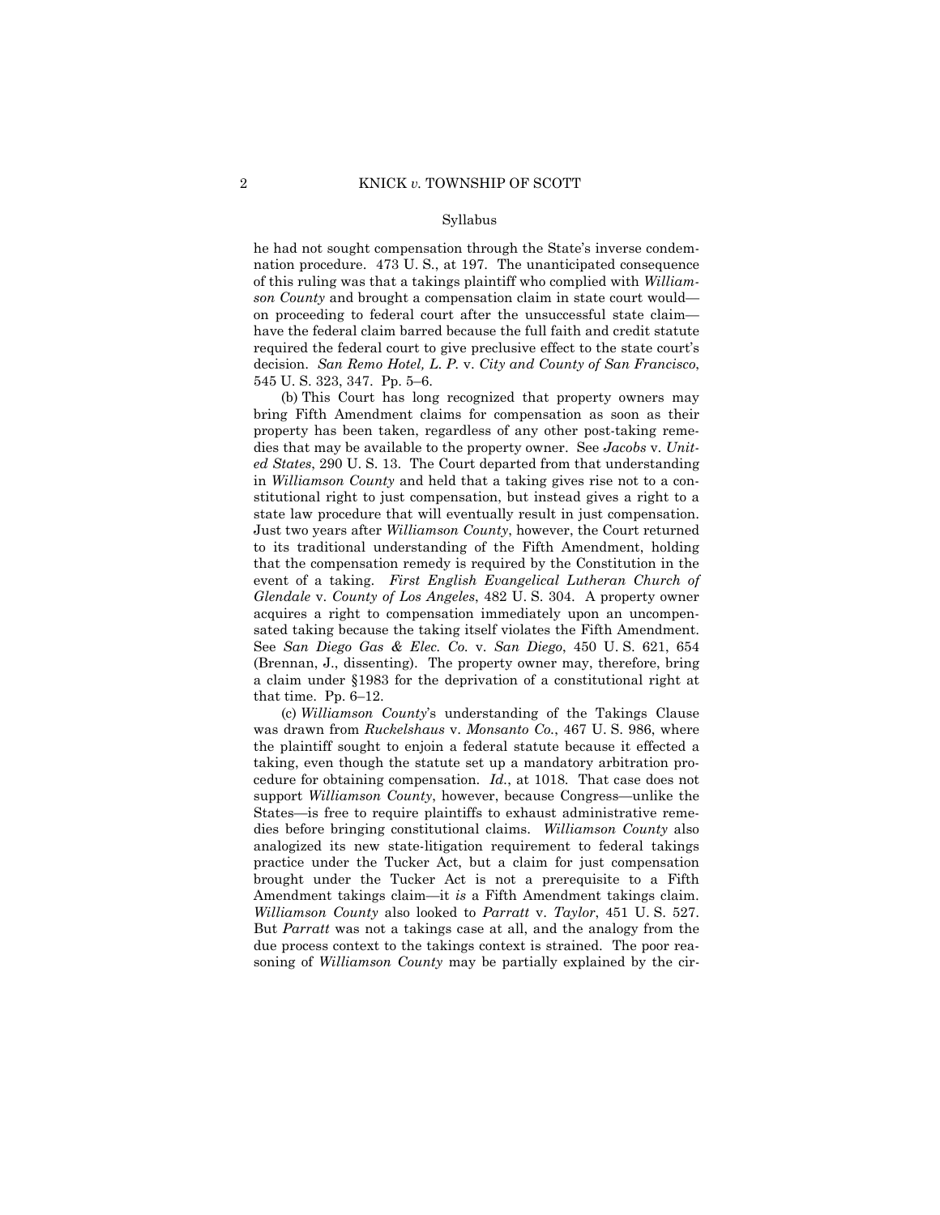Syllabus

he had not sought compensation through the State's inverse condemnation procedure. 473 U. S., at 197. The unanticipated consequence of this ruling was that a takings plaintiff who complied with *Williamson County* and brought a compensation claim in state court would—on proceeding to federal court after the unsuccessful state claim—have the federal claim barred because the full faith and credit statute required the federal court to give preclusive effect to the state court's decision. *San Remo Hotel, L. P.* v. *City and County of San Francisco*, 545 U. S. 323, 347. Pp. 5–6.

(b) This Court has long recognized that property owners may bring Fifth Amendment claims for compensation as soon as their property has been taken, regardless of any other post-taking remedies that may be available to the property owner. See *Jacobs* v. *United States*, 290 U. S. 13. The Court departed from that understanding in *Williamson County* and held that a taking gives rise not to a constitutional right to just compensation, but instead gives a right to a state law procedure that will eventually result in just compensation. Just two years after *Williamson County*, however, the Court returned to its traditional understanding of the Fifth Amendment, holding that the compensation remedy is required by the Constitution in the event of a taking. *First English Evangelical Lutheran Church of Glendale* v. *County of Los Angeles*, 482 U. S. 304. A property owner acquires a right to compensation immediately upon an uncompensated taking because the taking itself violates the Fifth Amendment. See *San Diego Gas & Elec. Co.* v. *San Diego*, 450 U. S. 621, 654 (Brennan, J., dissenting). The property owner may, therefore, bring a claim under §1983 for the deprivation of a constitutional right at that time. Pp. 6–12.

(c) *Williamson County*'s understanding of the Takings Clause was drawn from *Ruckelshaus* v. *Monsanto Co.*, 467 U. S. 986, where the plaintiff sought to enjoin a federal statute because it effected a taking, even though the statute set up a mandatory arbitration procedure for obtaining compensation. *Id.*, at 1018. That case does not support *Williamson County*, however, because Congress—unlike the States—is free to require plaintiffs to exhaust administrative remedies before bringing constitutional claims. *Williamson County* also analogized its new state-litigation requirement to federal takings practice under the Tucker Act, but a claim for just compensation brought under the Tucker Act is not a prerequisite to a Fifth Amendment takings claim—it *is* a Fifth Amendment takings claim. *Williamson County* also looked to *Parratt* v. *Taylor*, 451 U. S. 527. But *Parratt* was not a takings case at all, and the analogy from the due process context to the takings context is strained. The poor reasoning of *Williamson County* may be partially explained by the cir-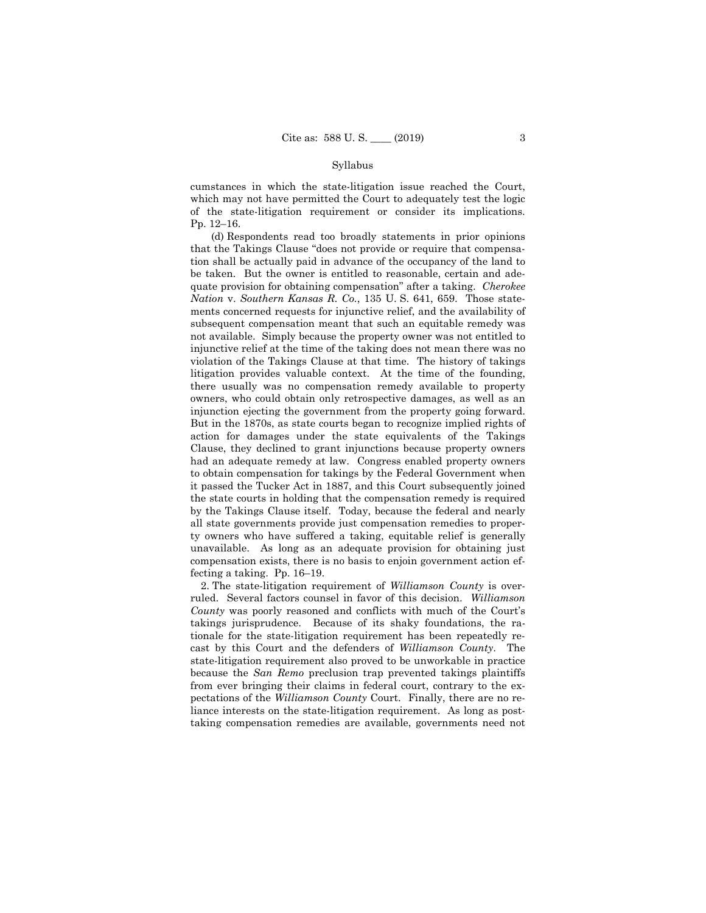cumstances in which the state-litigation issue reached the Court, which may not have permitted the Court to adequately test the logic of the state-litigation requirement or consider its implications. Pp. 12–16.

(d) Respondents read too broadly statements in prior opinions that the Takings Clause "does not provide or require that compensation shall be actually paid in advance of the occupancy of the land to be taken. But the owner is entitled to reasonable, certain and adequate provision for obtaining compensation" after a taking. *Cherokee Nation* v. *Southern Kansas R. Co.*, 135 U. S. 641, 659. Those statements concerned requests for injunctive relief, and the availability of subsequent compensation meant that such an equitable remedy was not available. Simply because the property owner was not entitled to injunctive relief at the time of the taking does not mean there was no violation of the Takings Clause at that time. The history of takings litigation provides valuable context. At the time of the founding, there usually was no compensation remedy available to property owners, who could obtain only retrospective damages, as well as an injunction ejecting the government from the property going forward. But in the 1870s, as state courts began to recognize implied rights of action for damages under the state equivalents of the Takings Clause, they declined to grant injunctions because property owners had an adequate remedy at law. Congress enabled property owners to obtain compensation for takings by the Federal Government when it passed the Tucker Act in 1887, and this Court subsequently joined the state courts in holding that the compensation remedy is required by the Takings Clause itself. Today, because the federal and nearly all state governments provide just compensation remedies to property owners who have suffered a taking, equitable relief is generally unavailable. As long as an adequate provision for obtaining just compensation exists, there is no basis to enjoin government action effecting a taking. Pp. 16–19.

2. The state-litigation requirement of *Williamson County* is overruled. Several factors counsel in favor of this decision. *Williamson County* was poorly reasoned and conflicts with much of the Court's takings jurisprudence. Because of its shaky foundations, the rationale for the state-litigation requirement has been repeatedly recast by this Court and the defenders of *Williamson County*. The state-litigation requirement also proved to be unworkable in practice because the *San Remo* preclusion trap prevented takings plaintiffs from ever bringing their claims in federal court, contrary to the expectations of the *Williamson County* Court. Finally, there are no reliance interests on the state-litigation requirement. As long as post-taking compensation remedies are available, governments need not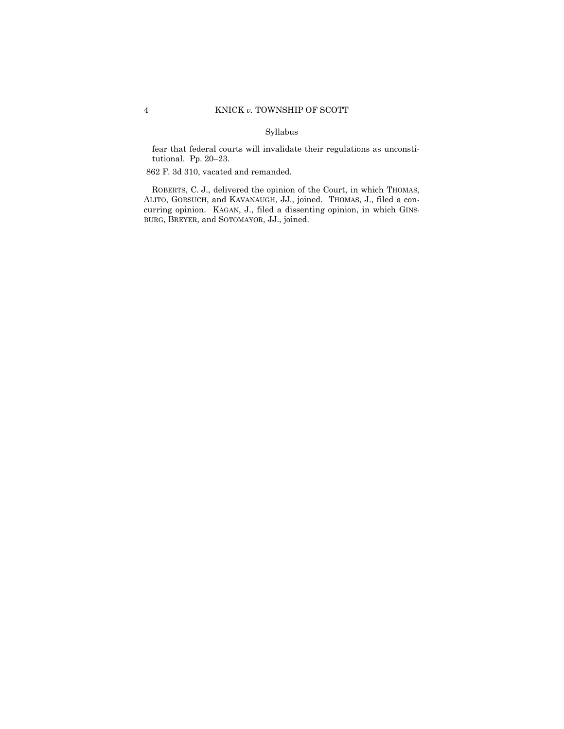fear that federal courts will invalidate their regulations as unconstitutional. Pp. 20–23.

862 F. 3d 310, vacated and remanded.

ROBERTS, C. J., delivered the opinion of the Court, in which THOMAS, ALITO, GORSUCH, and KAVANAUGH, JJ., joined. THOMAS, J., filed a concurring opinion. KAGAN, J., filed a dissenting opinion, in which GINSBURG, BREYER, and SOTOMAYOR, JJ., joined.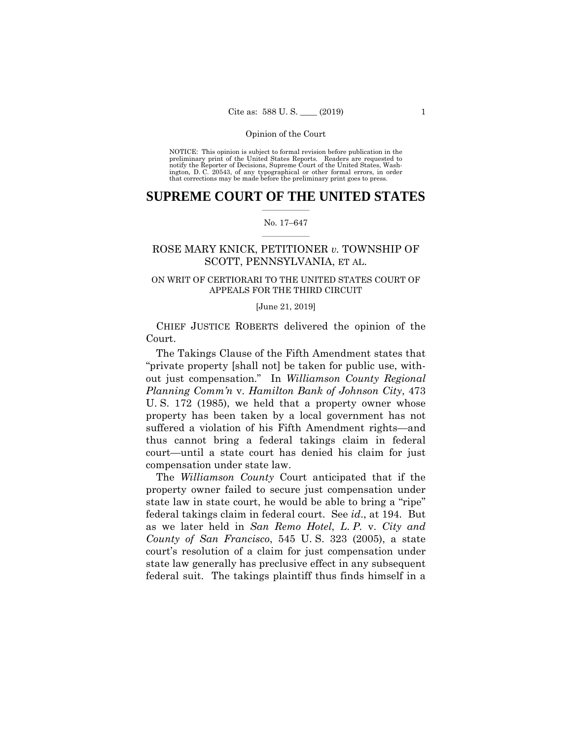NOTICE: This opinion is subject to formal revision before publication in the preliminary print of the United States Reports. Readers are requested to notify the Reporter of Decisions, Supreme Court of the United States, Washington, D. C. 20543, of any typographical or other formal errors, in order that corrections may be made before the preliminary print goes to press.

# SUPREME COURT OF THE UNITED STATES

No. 17–647

## ROSE MARY KNICK, PETITIONER *v.* TOWNSHIP OF SCOTT, PENNSYLVANIA, ET AL.

ON WRIT OF CERTIORARI TO THE UNITED STATES COURT OF APPEALS FOR THE THIRD CIRCUIT

[June 21, 2019]

CHIEF JUSTICE ROBERTS delivered the opinion of the Court.

The Takings Clause of the Fifth Amendment states that "private property [shall not] be taken for public use, without just compensation." In *Williamson County Regional Planning Comm'n* v. *Hamilton Bank of Johnson City*, 473 U. S. 172 (1985), we held that a property owner whose property has been taken by a local government has not suffered a violation of his Fifth Amendment rights—and thus cannot bring a federal takings claim in federal court—until a state court has denied his claim for just compensation under state law.

The *Williamson County* Court anticipated that if the property owner failed to secure just compensation under state law in state court, he would be able to bring a "ripe" federal takings claim in federal court. See *id*., at 194. But as we later held in *San Remo Hotel*, *L. P.* v. *City and County of San Francisco*, 545 U. S. 323 (2005), a state court's resolution of a claim for just compensation under state law generally has preclusive effect in any subsequent federal suit. The takings plaintiff thus finds himself in a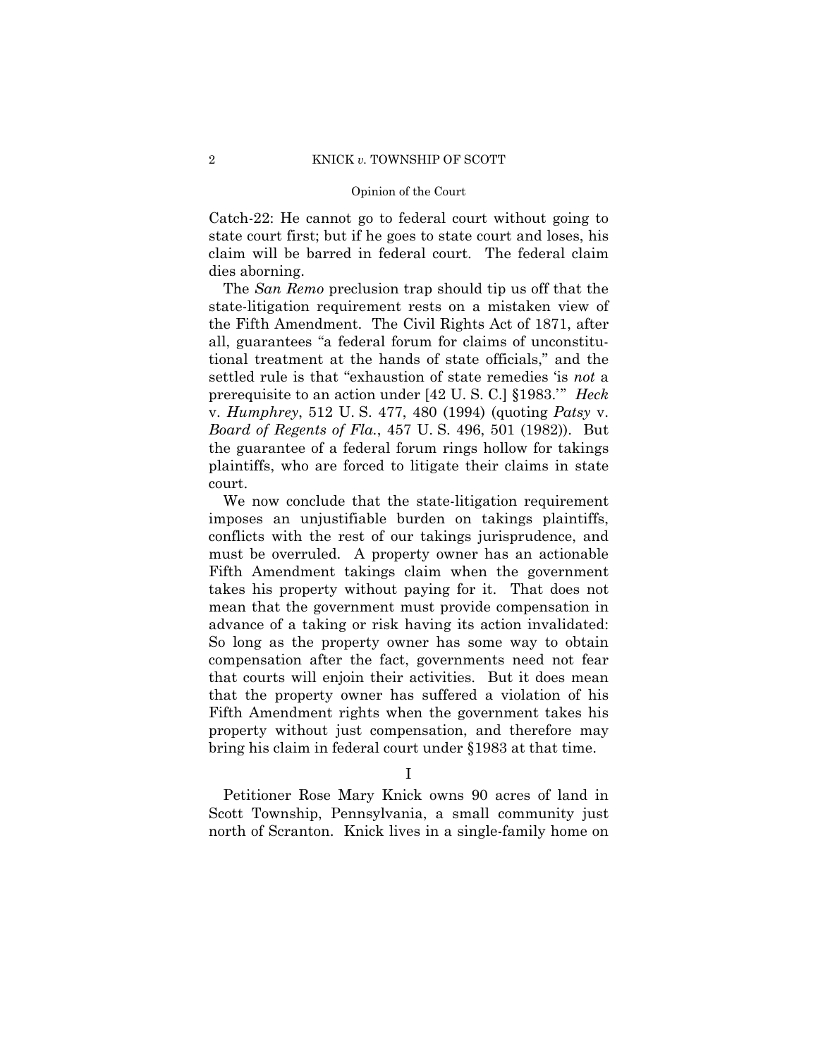Catch-22: He cannot go to federal court without going to state court first; but if he goes to state court and loses, his claim will be barred in federal court. The federal claim dies aborning.

The *San Remo* preclusion trap should tip us off that the state-litigation requirement rests on a mistaken view of the Fifth Amendment. The Civil Rights Act of 1871, after all, guarantees "a federal forum for claims of unconstitutional treatment at the hands of state officials," and the settled rule is that "exhaustion of state remedies 'is *not* a prerequisite to an action under [42 U. S. C.] §1983.'" *Heck* v. *Humphrey*, 512 U. S. 477, 480 (1994) (quoting *Patsy* v. *Board of Regents of Fla.*, 457 U. S. 496, 501 (1982)). But the guarantee of a federal forum rings hollow for takings plaintiffs, who are forced to litigate their claims in state court.

We now conclude that the state-litigation requirement imposes an unjustifiable burden on takings plaintiffs, conflicts with the rest of our takings jurisprudence, and must be overruled. A property owner has an actionable Fifth Amendment takings claim when the government takes his property without paying for it. That does not mean that the government must provide compensation in advance of a taking or risk having its action invalidated: So long as the property owner has some way to obtain compensation after the fact, governments need not fear that courts will enjoin their activities. But it does mean that the property owner has suffered a violation of his Fifth Amendment rights when the government takes his property without just compensation, and therefore may bring his claim in federal court under §1983 at that time.

## I

Petitioner Rose Mary Knick owns 90 acres of land in Scott Township, Pennsylvania, a small community just north of Scranton. Knick lives in a single-family home on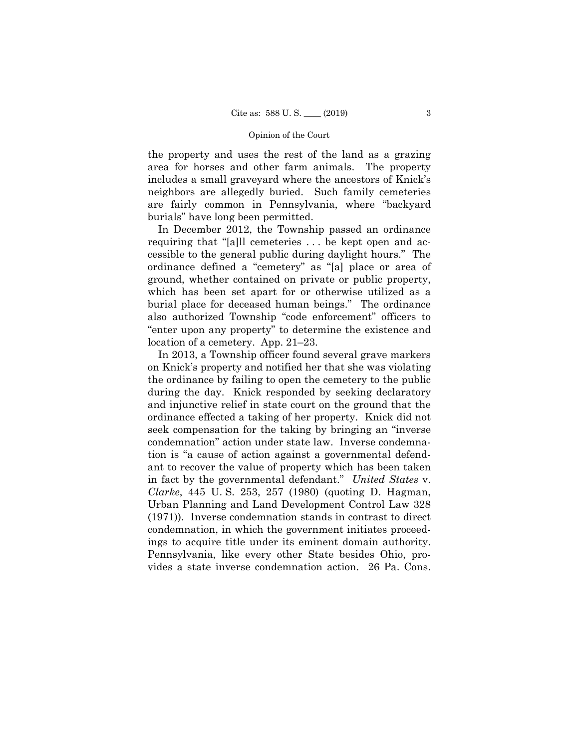the property and uses the rest of the land as a grazing area for horses and other farm animals. The property includes a small graveyard where the ancestors of Knick's neighbors are allegedly buried. Such family cemeteries are fairly common in Pennsylvania, where "backyard burials" have long been permitted.

In December 2012, the Township passed an ordinance requiring that "[a]ll cemeteries . . . be kept open and accessible to the general public during daylight hours." The ordinance defined a "cemetery" as "[a] place or area of ground, whether contained on private or public property, which has been set apart for or otherwise utilized as a burial place for deceased human beings." The ordinance also authorized Township "code enforcement" officers to "enter upon any property" to determine the existence and location of a cemetery. App. 21–23.

In 2013, a Township officer found several grave markers on Knick's property and notified her that she was violating the ordinance by failing to open the cemetery to the public during the day. Knick responded by seeking declaratory and injunctive relief in state court on the ground that the ordinance effected a taking of her property. Knick did not seek compensation for the taking by bringing an "inverse condemnation" action under state law. Inverse condemnation is "a cause of action against a governmental defendant to recover the value of property which has been taken in fact by the governmental defendant." *United States* v. *Clarke*, 445 U. S. 253, 257 (1980) (quoting D. Hagman, Urban Planning and Land Development Control Law 328 (1971)). Inverse condemnation stands in contrast to direct condemnation, in which the government initiates proceedings to acquire title under its eminent domain authority. Pennsylvania, like every other State besides Ohio, provides a state inverse condemnation action. 26 Pa. Cons.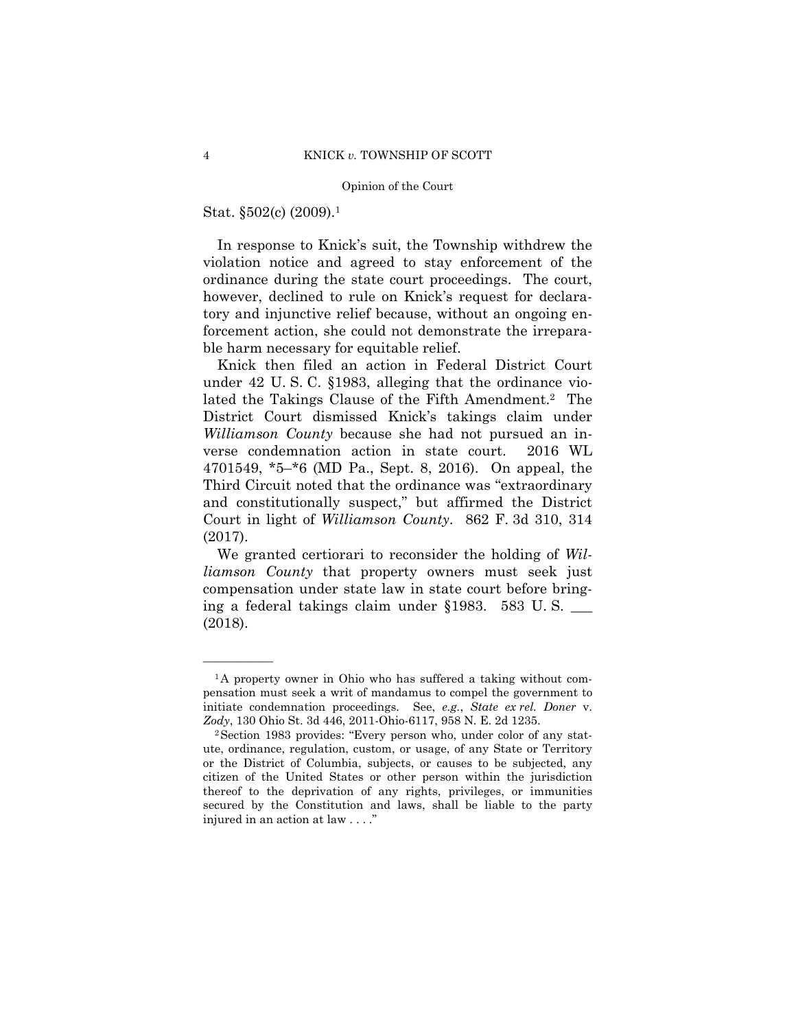Stat. §502(c) (2009).[1]

In response to Knick's suit, the Township withdrew the violation notice and agreed to stay enforcement of the ordinance during the state court proceedings. The court, however, declined to rule on Knick's request for declaratory and injunctive relief because, without an ongoing enforcement action, she could not demonstrate the irreparable harm necessary for equitable relief.

Knick then filed an action in Federal District Court under 42 U. S. C. §1983, alleging that the ordinance violated the Takings Clause of the Fifth Amendment.[2] The District Court dismissed Knick's takings claim under *Williamson County* because she had not pursued an inverse condemnation action in state court. 2016 WL 4701549, *5–*6 (MD Pa., Sept. 8, 2016). On appeal, the Third Circuit noted that the ordinance was "extraordinary and constitutionally suspect," but affirmed the District Court in light of *Williamson County*. 862 F. 3d 310, 314 (2017).

We granted certiorari to reconsider the holding of *Williamson County* that property owners must seek just compensation under state law in state court before bringing a federal takings claim under §1983. 583 U. S. ___ (2018).

---

[1] A property owner in Ohio who has suffered a taking without compensation must seek a writ of mandamus to compel the government to initiate condemnation proceedings. See, *e.g.*, *State ex rel. Doner* v. *Zody*, 130 Ohio St. 3d 446, 2011-Ohio-6117, 958 N. E. 2d 1235.

[2] Section 1983 provides: "Every person who, under color of any statute, ordinance, regulation, custom, or usage, of any State or Territory or the District of Columbia, subjects, or causes to be subjected, any citizen of the United States or other person within the jurisdiction thereof to the deprivation of any rights, privileges, or immunities secured by the Constitution and laws, shall be liable to the party injured in an action at law . . . ."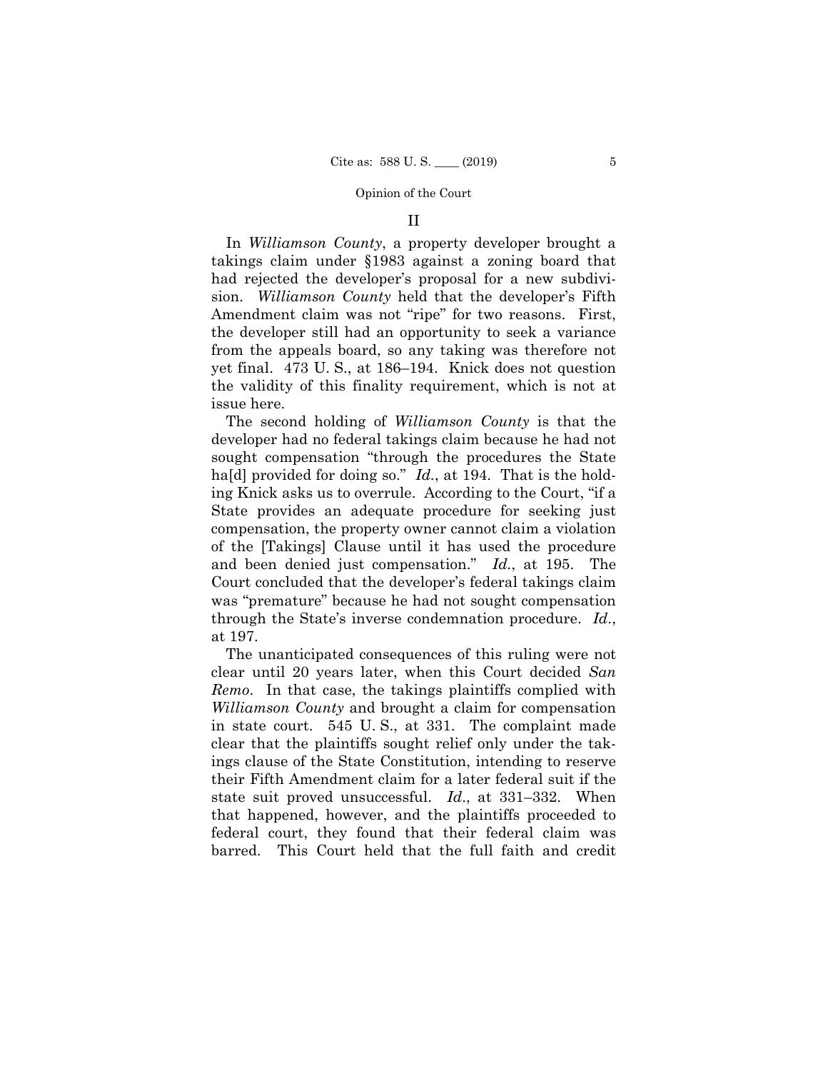## II

In *Williamson County*, a property developer brought a takings claim under §1983 against a zoning board that had rejected the developer's proposal for a new subdivision. *Williamson County* held that the developer's Fifth Amendment claim was not "ripe" for two reasons. First, the developer still had an opportunity to seek a variance from the appeals board, so any taking was therefore not yet final. 473 U. S., at 186–194. Knick does not question the validity of this finality requirement, which is not at issue here.

The second holding of *Williamson County* is that the developer had no federal takings claim because he had not sought compensation "through the procedures the State ha[d] provided for doing so." *Id.*, at 194. That is the holding Knick asks us to overrule. According to the Court, "if a State provides an adequate procedure for seeking just compensation, the property owner cannot claim a violation of the [Takings] Clause until it has used the procedure and been denied just compensation." *Id.*, at 195. The Court concluded that the developer's federal takings claim was "premature" because he had not sought compensation through the State's inverse condemnation procedure. *Id.*, at 197.

The unanticipated consequences of this ruling were not clear until 20 years later, when this Court decided *San Remo*. In that case, the takings plaintiffs complied with *Williamson County* and brought a claim for compensation in state court. 545 U. S., at 331. The complaint made clear that the plaintiffs sought relief only under the takings clause of the State Constitution, intending to reserve their Fifth Amendment claim for a later federal suit if the state suit proved unsuccessful. *Id.*, at 331–332. When that happened, however, and the plaintiffs proceeded to federal court, they found that their federal claim was barred. This Court held that the full faith and credit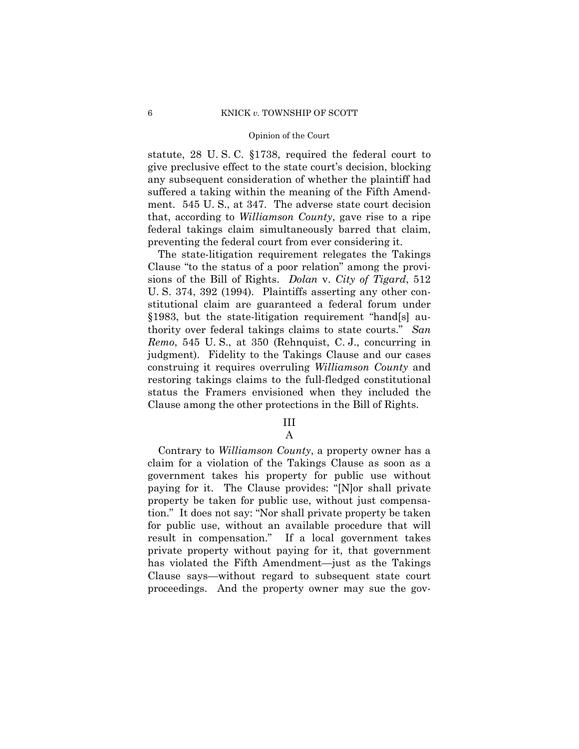statute, 28 U. S. C. §1738, required the federal court to give preclusive effect to the state court's decision, blocking any subsequent consideration of whether the plaintiff had suffered a taking within the meaning of the Fifth Amendment. 545 U. S., at 347. The adverse state court decision that, according to *Williamson County*, gave rise to a ripe federal takings claim simultaneously barred that claim, preventing the federal court from ever considering it.

The state-litigation requirement relegates the Takings Clause "to the status of a poor relation" among the provisions of the Bill of Rights. *Dolan* v. *City of Tigard*, 512 U. S. 374, 392 (1994). Plaintiffs asserting any other constitutional claim are guaranteed a federal forum under §1983, but the state-litigation requirement "hand[s] authority over federal takings claims to state courts." *San Remo*, 545 U. S., at 350 (Rehnquist, C. J., concurring in judgment). Fidelity to the Takings Clause and our cases construing it requires overruling *Williamson County* and restoring takings claims to the full-fledged constitutional status the Framers envisioned when they included the Clause among the other protections in the Bill of Rights.

## III

### A

Contrary to *Williamson County*, a property owner has a claim for a violation of the Takings Clause as soon as a government takes his property for public use without paying for it. The Clause provides: "[N]or shall private property be taken for public use, without just compensation." It does not say: "Nor shall private property be taken for public use, without an available procedure that will result in compensation." If a local government takes private property without paying for it, that government has violated the Fifth Amendment—just as the Takings Clause says—without regard to subsequent state court proceedings. And the property owner may sue the gov-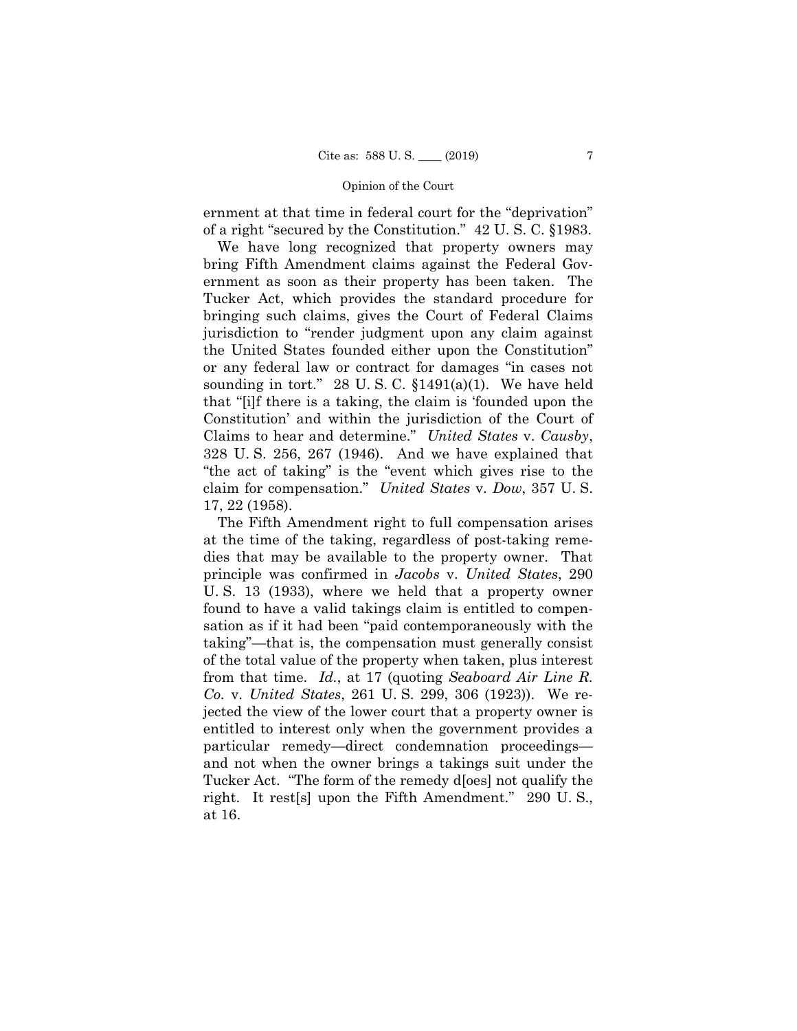ernment at that time in federal court for the "deprivation" of a right "secured by the Constitution." 42 U. S. C. §1983.

We have long recognized that property owners may bring Fifth Amendment claims against the Federal Government as soon as their property has been taken. The Tucker Act, which provides the standard procedure for bringing such claims, gives the Court of Federal Claims jurisdiction to "render judgment upon any claim against the United States founded either upon the Constitution" or any federal law or contract for damages "in cases not sounding in tort." 28 U. S. C. §1491(a)(1). We have held that "[i]f there is a taking, the claim is 'founded upon the Constitution' and within the jurisdiction of the Court of Claims to hear and determine." *United States* v. *Causby*, 328 U. S. 256, 267 (1946). And we have explained that "the act of taking" is the "event which gives rise to the claim for compensation." *United States* v. *Dow*, 357 U. S. 17, 22 (1958).

The Fifth Amendment right to full compensation arises at the time of the taking, regardless of post-taking remedies that may be available to the property owner. That principle was confirmed in *Jacobs* v. *United States*, 290 U. S. 13 (1933), where we held that a property owner found to have a valid takings claim is entitled to compensation as if it had been "paid contemporaneously with the taking"—that is, the compensation must generally consist of the total value of the property when taken, plus interest from that time. *Id.*, at 17 (quoting *Seaboard Air Line R. Co.* v. *United States*, 261 U. S. 299, 306 (1923)). We rejected the view of the lower court that a property owner is entitled to interest only when the government provides a particular remedy—direct condemnation proceedings—and not when the owner brings a takings suit under the Tucker Act. "The form of the remedy d[oes] not qualify the right. It rest[s] upon the Fifth Amendment." 290 U. S., at 16.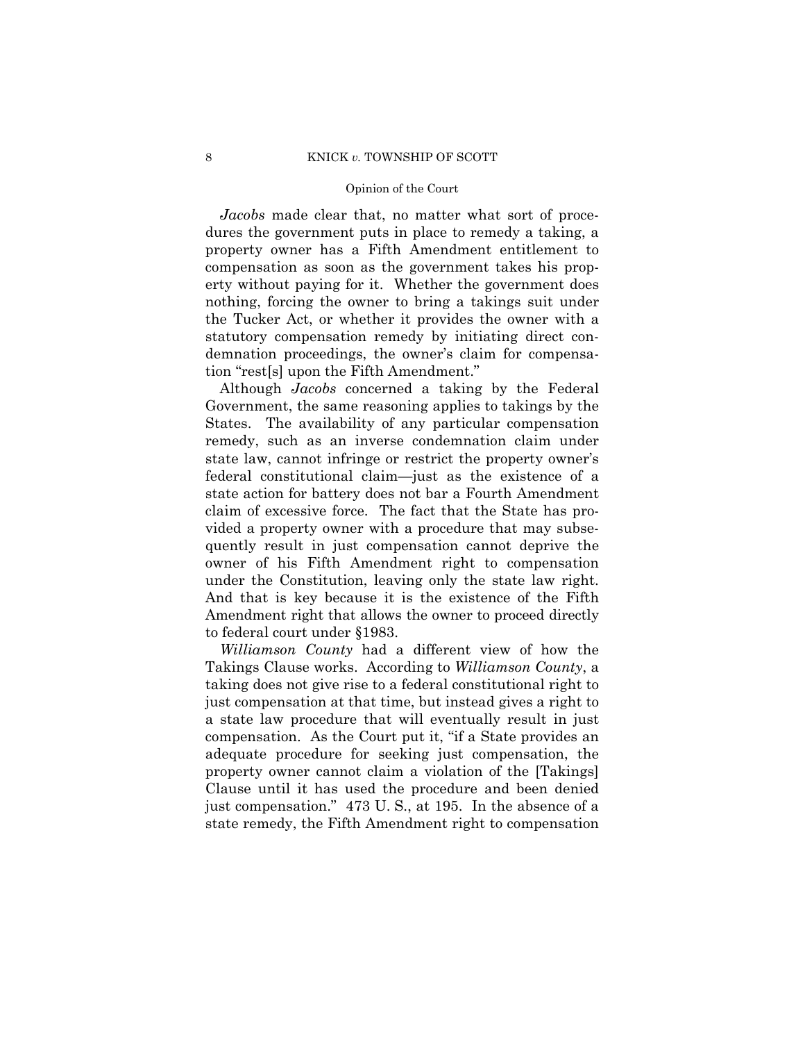*Jacobs* made clear that, no matter what sort of procedures the government puts in place to remedy a taking, a property owner has a Fifth Amendment entitlement to compensation as soon as the government takes his property without paying for it. Whether the government does nothing, forcing the owner to bring a takings suit under the Tucker Act, or whether it provides the owner with a statutory compensation remedy by initiating direct condemnation proceedings, the owner's claim for compensation "rest[s] upon the Fifth Amendment."

Although *Jacobs* concerned a taking by the Federal Government, the same reasoning applies to takings by the States. The availability of any particular compensation remedy, such as an inverse condemnation claim under state law, cannot infringe or restrict the property owner's federal constitutional claim—just as the existence of a state action for battery does not bar a Fourth Amendment claim of excessive force. The fact that the State has provided a property owner with a procedure that may subsequently result in just compensation cannot deprive the owner of his Fifth Amendment right to compensation under the Constitution, leaving only the state law right. And that is key because it is the existence of the Fifth Amendment right that allows the owner to proceed directly to federal court under §1983.

*Williamson County* had a different view of how the Takings Clause works. According to *Williamson County*, a taking does not give rise to a federal constitutional right to just compensation at that time, but instead gives a right to a state law procedure that will eventually result in just compensation. As the Court put it, "if a State provides an adequate procedure for seeking just compensation, the property owner cannot claim a violation of the [Takings] Clause until it has used the procedure and been denied just compensation." 473 U. S., at 195. In the absence of a state remedy, the Fifth Amendment right to compensation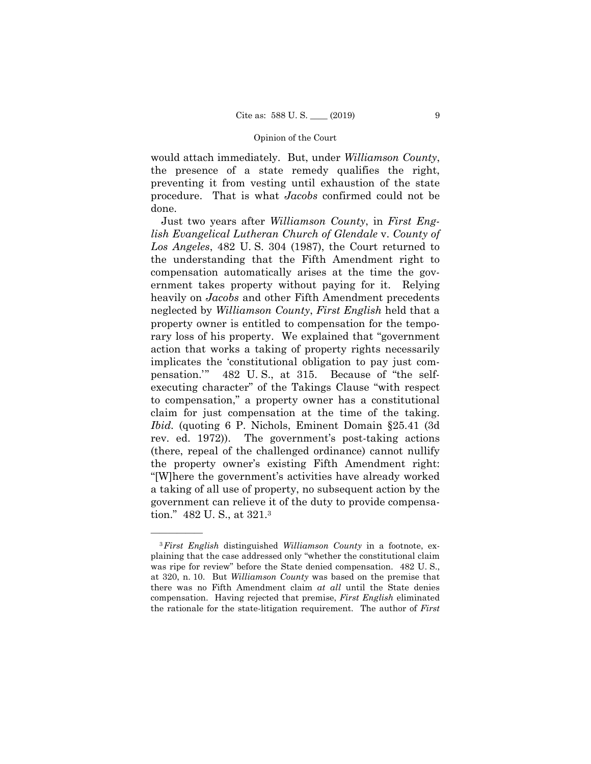would attach immediately. But, under *Williamson County*, the presence of a state remedy qualifies the right, preventing it from vesting until exhaustion of the state procedure. That is what *Jacobs* confirmed could not be done.

Just two years after *Williamson County*, in *First English Evangelical Lutheran Church of Glendale* v. *County of Los Angeles*, 482 U. S. 304 (1987), the Court returned to the understanding that the Fifth Amendment right to compensation automatically arises at the time the government takes property without paying for it. Relying heavily on *Jacobs* and other Fifth Amendment precedents neglected by *Williamson County*, *First English* held that a property owner is entitled to compensation for the temporary loss of his property. We explained that "government action that works a taking of property rights necessarily implicates the 'constitutional obligation to pay just compensation.'" 482 U. S., at 315. Because of "the self-executing character" of the Takings Clause "with respect to compensation," a property owner has a constitutional claim for just compensation at the time of the taking. *Ibid.* (quoting 6 P. Nichols, Eminent Domain §25.41 (3d rev. ed. 1972)). The government's post-taking actions (there, repeal of the challenged ordinance) cannot nullify the property owner's existing Fifth Amendment right: "[W]here the government's activities have already worked a taking of all use of property, no subsequent action by the government can relieve it of the duty to provide compensation." 482 U. S., at 321.[3]

———————

[3] *First English* distinguished *Williamson County* in a footnote, explaining that the case addressed only "whether the constitutional claim was ripe for review" before the State denied compensation. 482 U. S., at 320, n. 10. But *Williamson County* was based on the premise that there was no Fifth Amendment claim *at all* until the State denies compensation. Having rejected that premise, *First English* eliminated the rationale for the state-litigation requirement. The author of *First*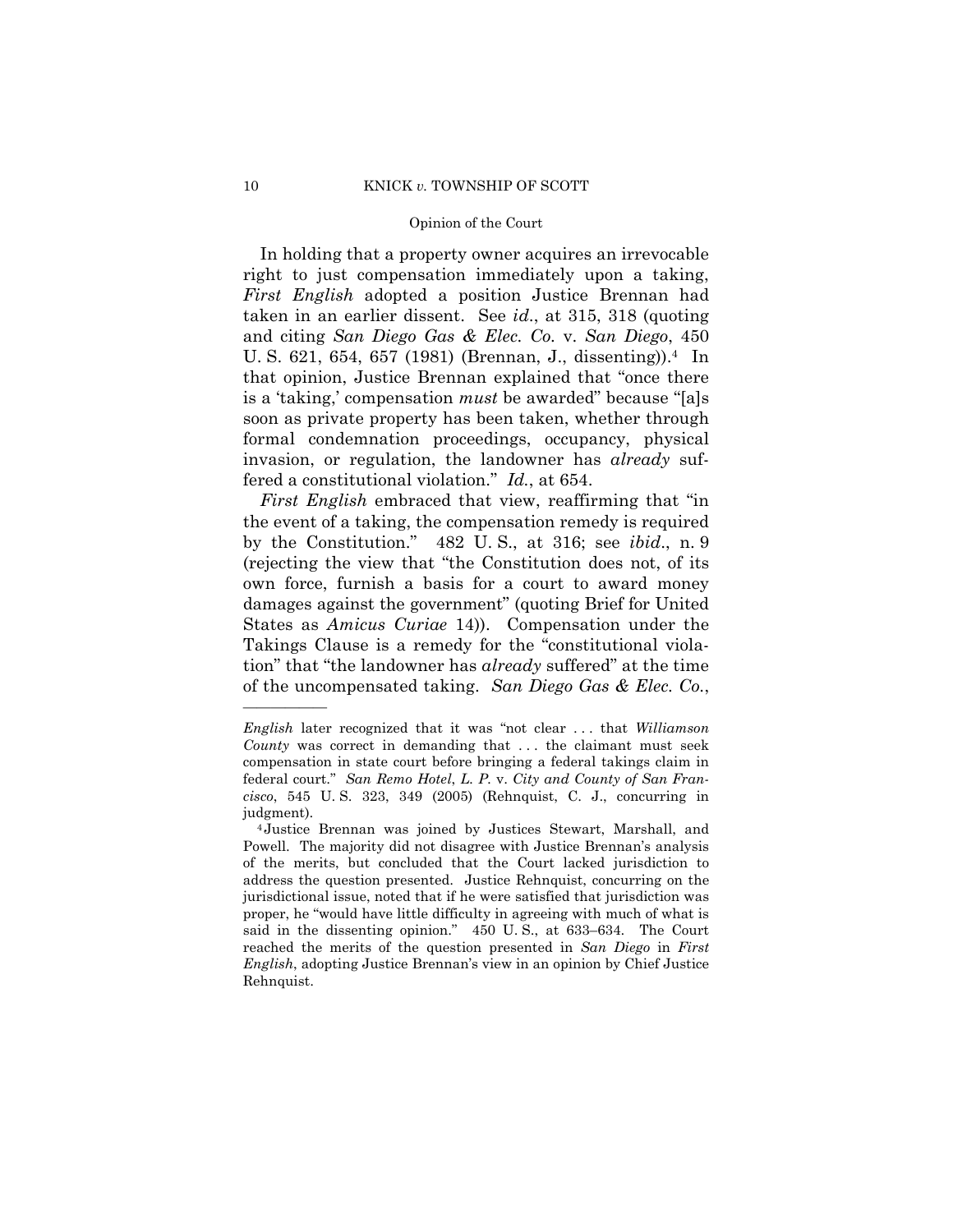In holding that a property owner acquires an irrevocable right to just compensation immediately upon a taking, *First English* adopted a position Justice Brennan had taken in an earlier dissent. See *id*., at 315, 318 (quoting and citing *San Diego Gas & Elec. Co.* v. *San Diego*, 450 U. S. 621, 654, 657 (1981) (Brennan, J., dissenting)).[4] In that opinion, Justice Brennan explained that "once there is a 'taking,' compensation *must* be awarded" because "[a]s soon as private property has been taken, whether through formal condemnation proceedings, occupancy, physical invasion, or regulation, the landowner has *already* suffered a constitutional violation." *Id.*, at 654.

*First English* embraced that view, reaffirming that "in the event of a taking, the compensation remedy is required by the Constitution." 482 U. S., at 316; see *ibid*., n. 9 (rejecting the view that "the Constitution does not, of its own force, furnish a basis for a court to award money damages against the government" (quoting Brief for United States as *Amicus Curiae* 14)). Compensation under the Takings Clause is a remedy for the "constitutional violation" that "the landowner has *already* suffered" at the time of the uncompensated taking. *San Diego Gas & Elec. Co.*,

---

*English* later recognized that it was "not clear . . . that *Williamson County* was correct in demanding that . . . the claimant must seek compensation in state court before bringing a federal takings claim in federal court." *San Remo Hotel, L. P.* v. *City and County of San Francisco*, 545 U. S. 323, 349 (2005) (Rehnquist, C. J., concurring in judgment).

[4] Justice Brennan was joined by Justices Stewart, Marshall, and Powell. The majority did not disagree with Justice Brennan's analysis of the merits, but concluded that the Court lacked jurisdiction to address the question presented. Justice Rehnquist, concurring on the jurisdictional issue, noted that if he were satisfied that jurisdiction was proper, he "would have little difficulty in agreeing with much of what is said in the dissenting opinion." 450 U. S., at 633–634. The Court reached the merits of the question presented in *San Diego* in *First English*, adopting Justice Brennan's view in an opinion by Chief Justice Rehnquist.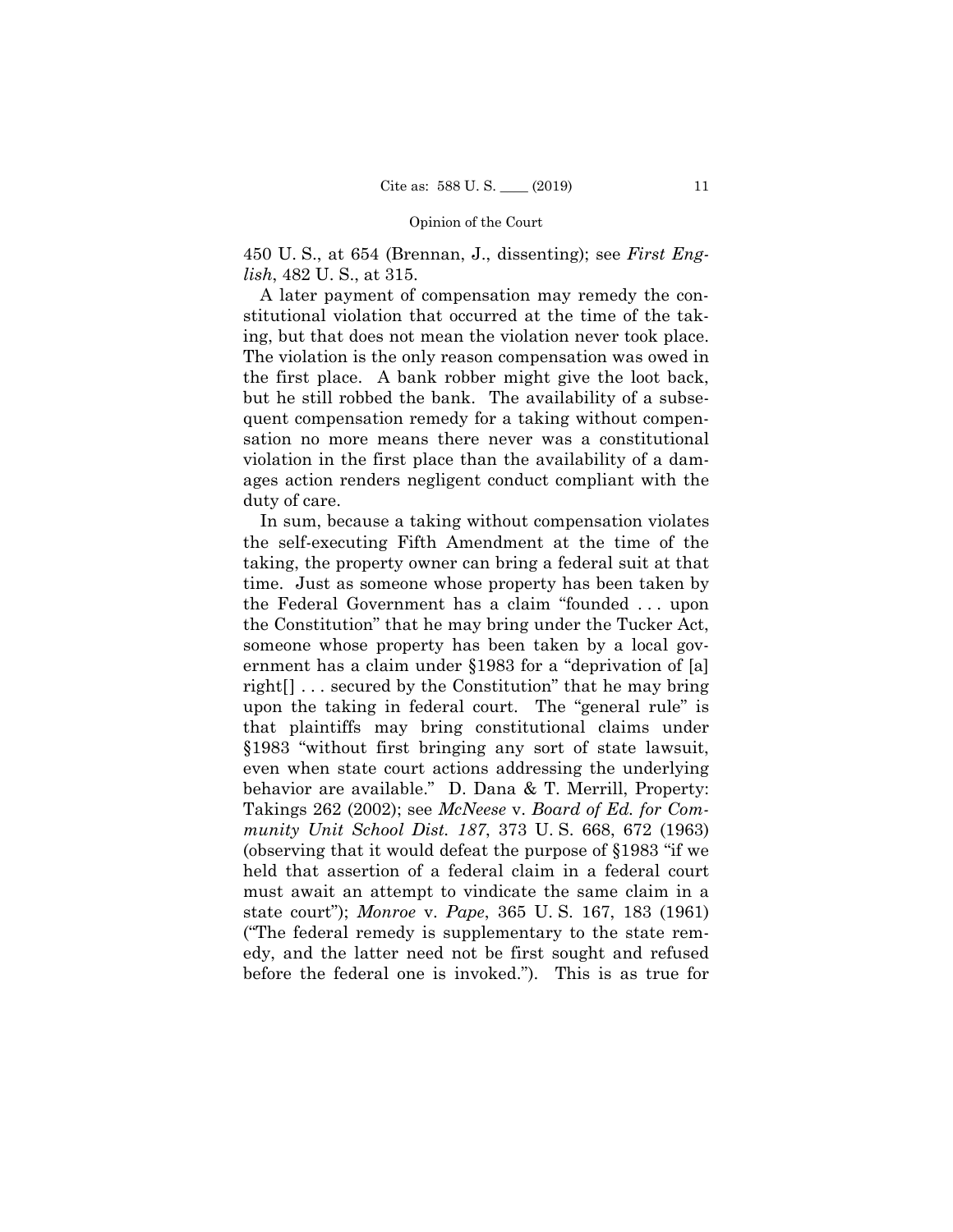450 U. S., at 654 (Brennan, J., dissenting); see *First English*, 482 U. S., at 315.

A later payment of compensation may remedy the constitutional violation that occurred at the time of the taking, but that does not mean the violation never took place. The violation is the only reason compensation was owed in the first place. A bank robber might give the loot back, but he still robbed the bank. The availability of a subsequent compensation remedy for a taking without compensation no more means there never was a constitutional violation in the first place than the availability of a damages action renders negligent conduct compliant with the duty of care.

In sum, because a taking without compensation violates the self-executing Fifth Amendment at the time of the taking, the property owner can bring a federal suit at that time. Just as someone whose property has been taken by the Federal Government has a claim "founded . . . upon the Constitution" that he may bring under the Tucker Act, someone whose property has been taken by a local government has a claim under §1983 for a "deprivation of [a] right[] . . . secured by the Constitution" that he may bring upon the taking in federal court. The "general rule" is that plaintiffs may bring constitutional claims under §1983 "without first bringing any sort of state lawsuit, even when state court actions addressing the underlying behavior are available." D. Dana & T. Merrill, Property: Takings 262 (2002); see *McNeese* v. *Board of Ed. for Community Unit School Dist. 187*, 373 U. S. 668, 672 (1963) (observing that it would defeat the purpose of §1983 "if we held that assertion of a federal claim in a federal court must await an attempt to vindicate the same claim in a state court"); *Monroe* v. *Pape*, 365 U. S. 167, 183 (1961) ("The federal remedy is supplementary to the state remedy, and the latter need not be first sought and refused before the federal one is invoked."). This is as true for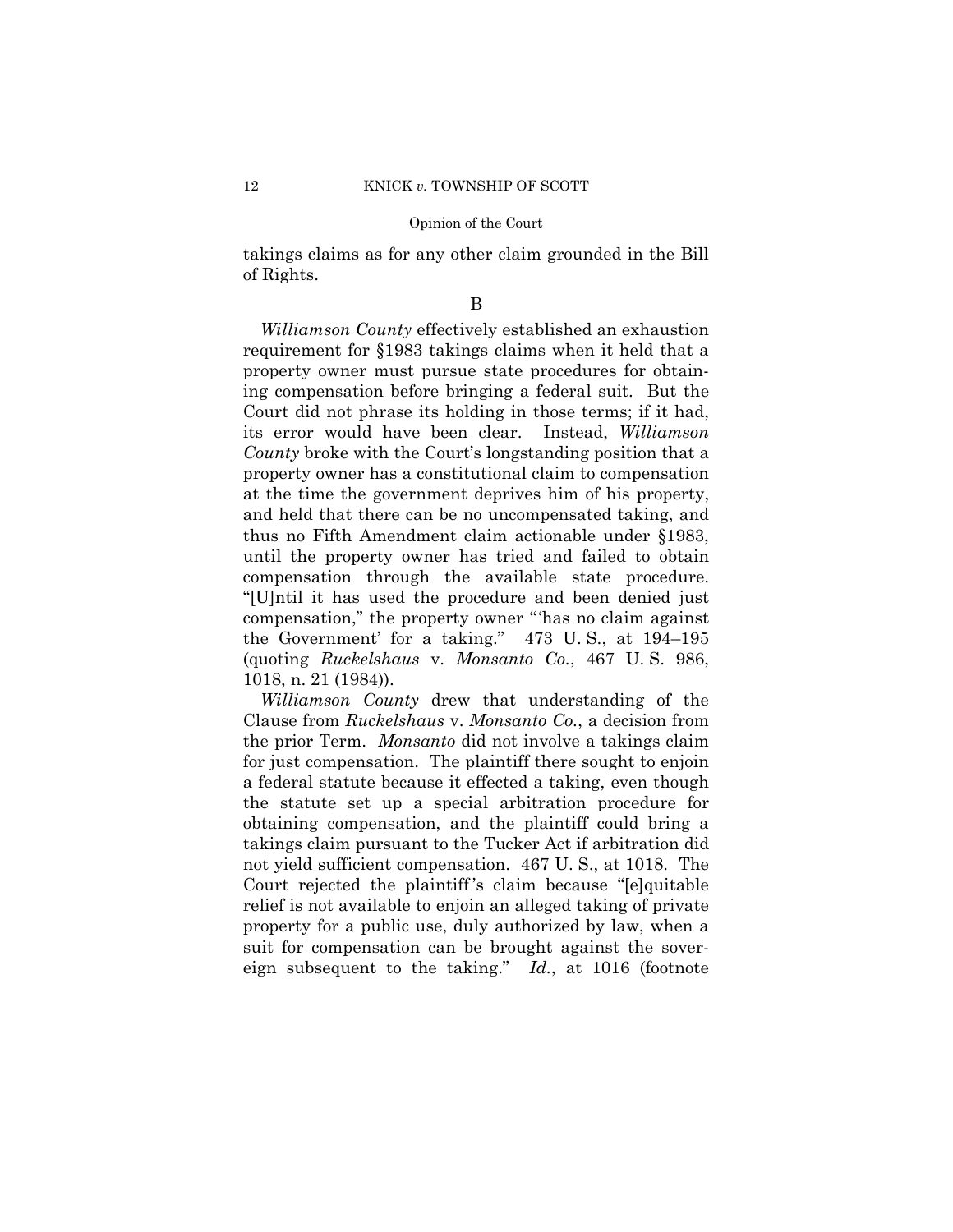takings claims as for any other claim grounded in the Bill of Rights.

B

*Williamson County* effectively established an exhaustion requirement for §1983 takings claims when it held that a property owner must pursue state procedures for obtaining compensation before bringing a federal suit. But the Court did not phrase its holding in those terms; if it had, its error would have been clear. Instead, *Williamson County* broke with the Court's longstanding position that a property owner has a constitutional claim to compensation at the time the government deprives him of his property, and held that there can be no uncompensated taking, and thus no Fifth Amendment claim actionable under §1983, until the property owner has tried and failed to obtain compensation through the available state procedure. "[U]ntil it has used the procedure and been denied just compensation," the property owner "'has no claim against the Government' for a taking." 473 U. S., at 194–195 (quoting *Ruckelshaus* v. *Monsanto Co.*, 467 U. S. 986, 1018, n. 21 (1984)).

*Williamson County* drew that understanding of the Clause from *Ruckelshaus* v. *Monsanto Co.*, a decision from the prior Term. *Monsanto* did not involve a takings claim for just compensation. The plaintiff there sought to enjoin a federal statute because it effected a taking, even though the statute set up a special arbitration procedure for obtaining compensation, and the plaintiff could bring a takings claim pursuant to the Tucker Act if arbitration did not yield sufficient compensation. 467 U. S., at 1018. The Court rejected the plaintiff's claim because "[e]quitable relief is not available to enjoin an alleged taking of private property for a public use, duly authorized by law, when a suit for compensation can be brought against the sovereign subsequent to the taking." *Id.*, at 1016 (footnote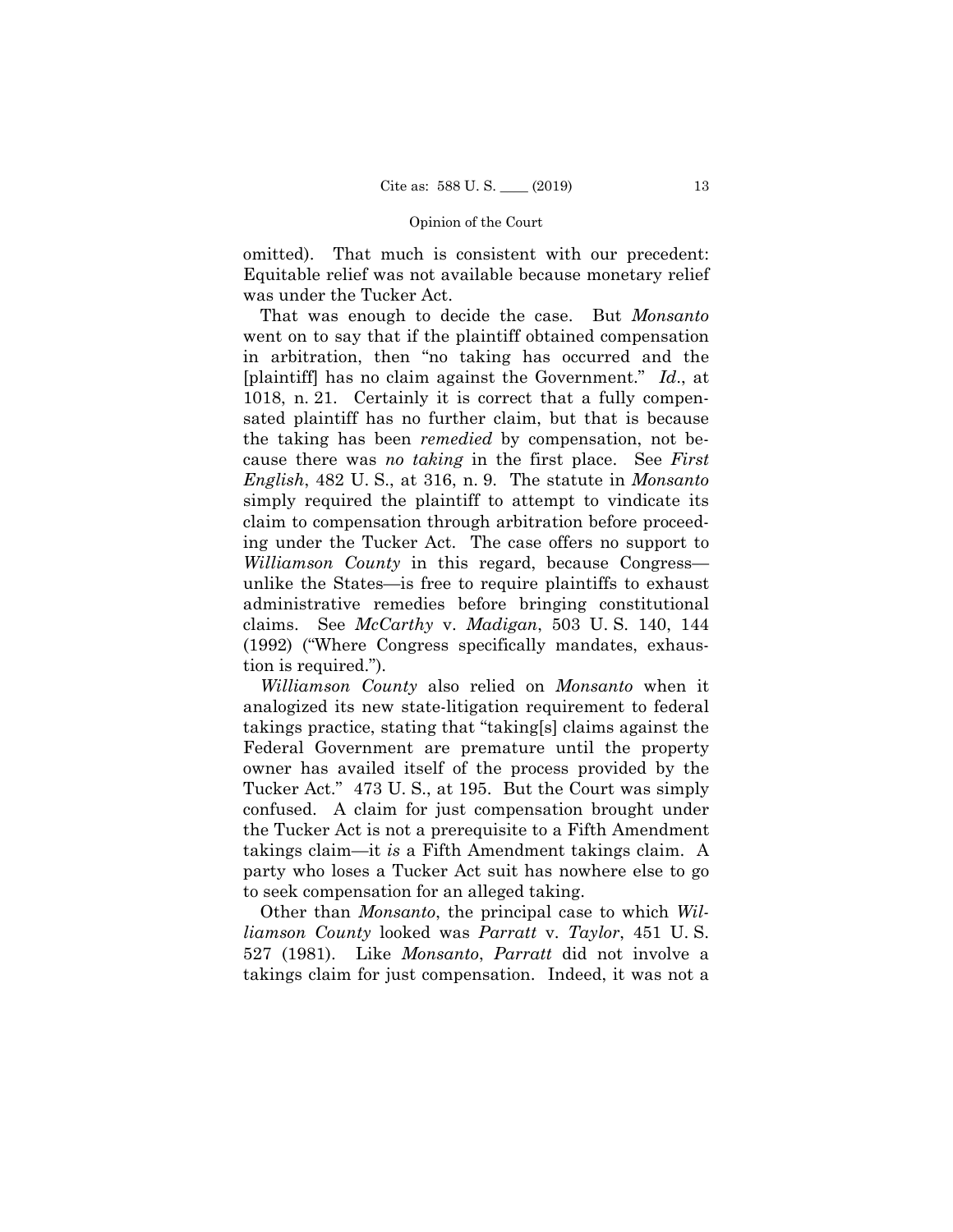omitted). That much is consistent with our precedent: Equitable relief was not available because monetary relief was under the Tucker Act.

That was enough to decide the case. But *Monsanto* went on to say that if the plaintiff obtained compensation in arbitration, then "no taking has occurred and the [plaintiff] has no claim against the Government." *Id*., at 1018, n. 21. Certainly it is correct that a fully compensated plaintiff has no further claim, but that is because the taking has been *remedied* by compensation, not because there was *no taking* in the first place. See *First English*, 482 U. S., at 316, n. 9. The statute in *Monsanto* simply required the plaintiff to attempt to vindicate its claim to compensation through arbitration before proceeding under the Tucker Act. The case offers no support to *Williamson County* in this regard, because Congress—unlike the States—is free to require plaintiffs to exhaust administrative remedies before bringing constitutional claims. See *McCarthy* v. *Madigan*, 503 U. S. 140, 144 (1992) ("Where Congress specifically mandates, exhaustion is required.").

*Williamson County* also relied on *Monsanto* when it analogized its new state-litigation requirement to federal takings practice, stating that "taking[s] claims against the Federal Government are premature until the property owner has availed itself of the process provided by the Tucker Act." 473 U. S., at 195. But the Court was simply confused. A claim for just compensation brought under the Tucker Act is not a prerequisite to a Fifth Amendment takings claim—it *is* a Fifth Amendment takings claim. A party who loses a Tucker Act suit has nowhere else to go to seek compensation for an alleged taking.

Other than *Monsanto*, the principal case to which *Williamson County* looked was *Parratt* v. *Taylor*, 451 U. S. 527 (1981). Like *Monsanto*, *Parratt* did not involve a takings claim for just compensation. Indeed, it was not a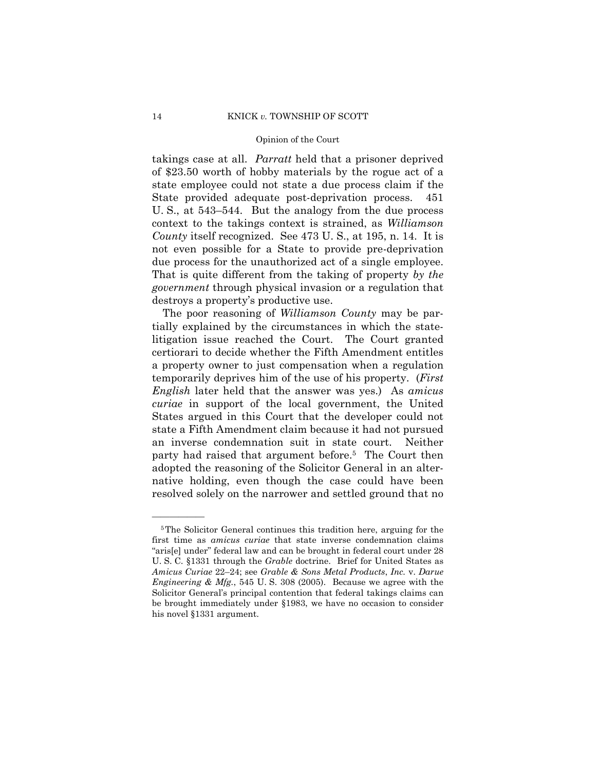takings case at all. *Parratt* held that a prisoner deprived of $23.50 worth of hobby materials by the rogue act of a state employee could not state a due process claim if the State provided adequate post-deprivation process. 451 U. S., at 543–544. But the analogy from the due process context to the takings context is strained, as *Williamson County* itself recognized. See 473 U. S., at 195, n. 14. It is not even possible for a State to provide pre-deprivation due process for the unauthorized act of a single employee. That is quite different from the taking of property *by the government* through physical invasion or a regulation that destroys a property's productive use.

The poor reasoning of *Williamson County* may be partially explained by the circumstances in which the state-litigation issue reached the Court. The Court granted certiorari to decide whether the Fifth Amendment entitles a property owner to just compensation when a regulation temporarily deprives him of the use of his property. (*First English* later held that the answer was yes.) As *amicus curiae* in support of the local government, the United States argued in this Court that the developer could not state a Fifth Amendment claim because it had not pursued an inverse condemnation suit in state court. Neither party had raised that argument before.[5] The Court then adopted the reasoning of the Solicitor General in an alternative holding, even though the case could have been resolved solely on the narrower and settled ground that no

---

[5] The Solicitor General continues this tradition here, arguing for the first time as *amicus curiae* that state inverse condemnation claims "aris[e] under" federal law and can be brought in federal court under 28 U. S. C. §1331 through the *Grable* doctrine. Brief for United States as *Amicus Curiae* 22–24; see *Grable & Sons Metal Products, Inc.* v. *Darue Engineering & Mfg.*, 545 U. S. 308 (2005). Because we agree with the Solicitor General's principal contention that federal takings claims can be brought immediately under §1983, we have no occasion to consider his novel §1331 argument.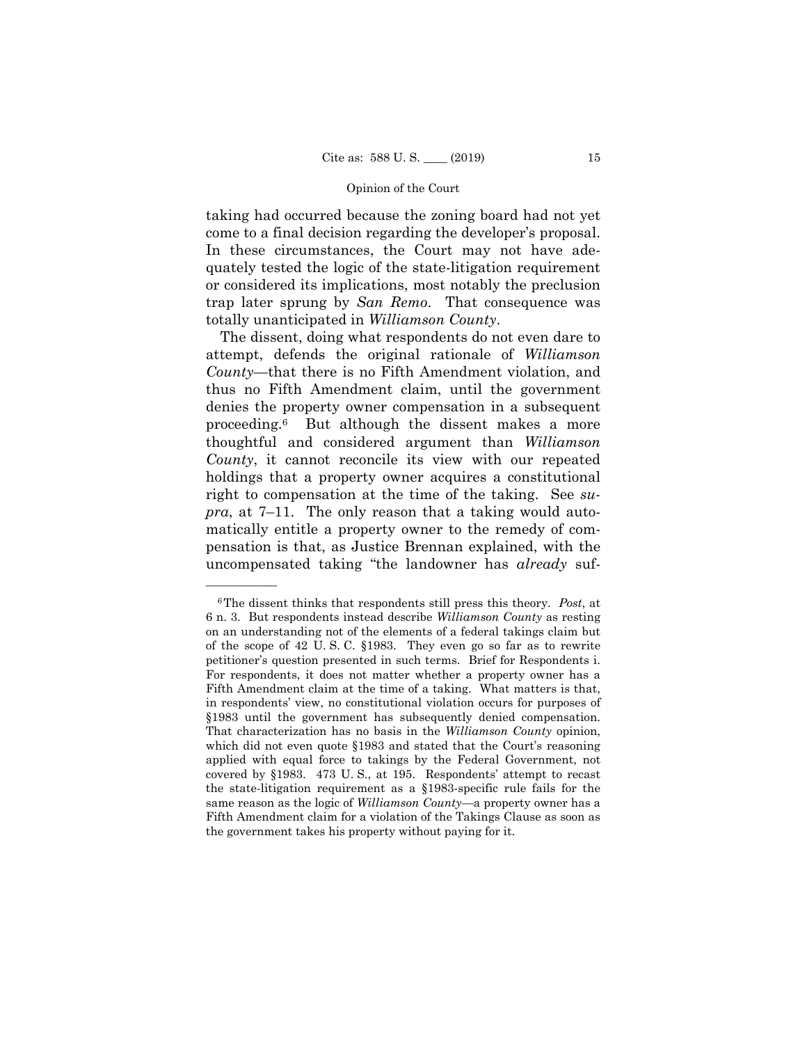taking had occurred because the zoning board had not yet come to a final decision regarding the developer's proposal. In these circumstances, the Court may not have adequately tested the logic of the state-litigation requirement or considered its implications, most notably the preclusion trap later sprung by *San Remo*. That consequence was totally unanticipated in *Williamson County*.

The dissent, doing what respondents do not even dare to attempt, defends the original rationale of *Williamson County*—that there is no Fifth Amendment violation, and thus no Fifth Amendment claim, until the government denies the property owner compensation in a subsequent proceeding.[6] But although the dissent makes a more thoughtful and considered argument than *Williamson County*, it cannot reconcile its view with our repeated holdings that a property owner acquires a constitutional right to compensation at the time of the taking. See *supra*, at 7–11. The only reason that a taking would automatically entitle a property owner to the remedy of compensation is that, as Justice Brennan explained, with the uncompensated taking "the landowner has *already* suf-

---

[6] The dissent thinks that respondents still press this theory. *Post*, at 6 n. 3. But respondents instead describe *Williamson County* as resting on an understanding not of the elements of a federal takings claim but of the scope of 42 U. S. C. §1983. They even go so far as to rewrite petitioner's question presented in such terms. Brief for Respondents i. For respondents, it does not matter whether a property owner has a Fifth Amendment claim at the time of a taking. What matters is that, in respondents' view, no constitutional violation occurs for purposes of §1983 until the government has subsequently denied compensation. That characterization has no basis in the *Williamson County* opinion, which did not even quote §1983 and stated that the Court's reasoning applied with equal force to takings by the Federal Government, not covered by §1983. 473 U. S., at 195. Respondents' attempt to recast the state-litigation requirement as a §1983-specific rule fails for the same reason as the logic of *Williamson County*—a property owner has a Fifth Amendment claim for a violation of the Takings Clause as soon as the government takes his property without paying for it.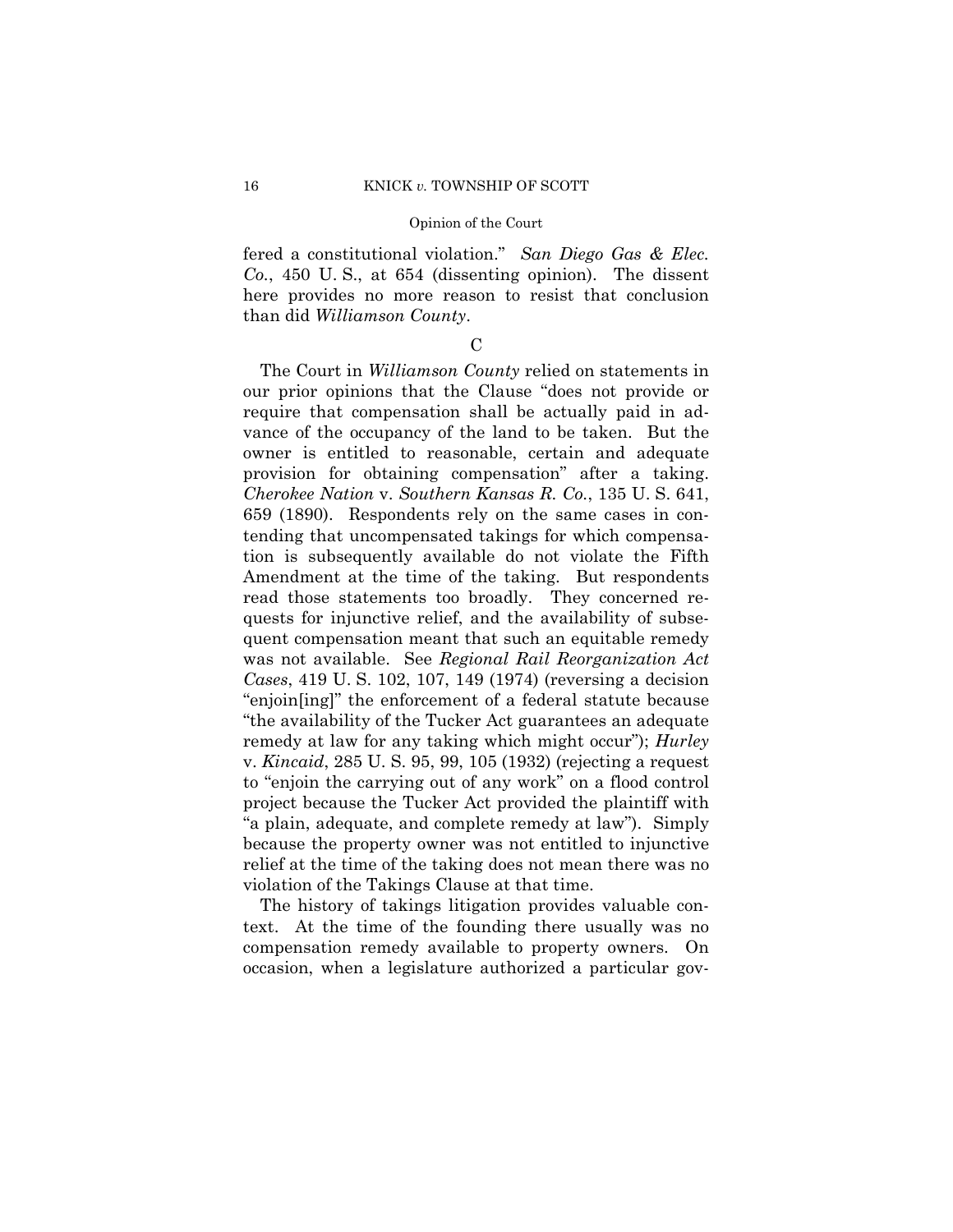fered a constitutional violation." *San Diego Gas & Elec. Co.*, 450 U. S., at 654 (dissenting opinion). The dissent here provides no more reason to resist that conclusion than did *Williamson County*.

C

The Court in *Williamson County* relied on statements in our prior opinions that the Clause "does not provide or require that compensation shall be actually paid in advance of the occupancy of the land to be taken. But the owner is entitled to reasonable, certain and adequate provision for obtaining compensation" after a taking. *Cherokee Nation* v. *Southern Kansas R. Co.*, 135 U. S. 641, 659 (1890). Respondents rely on the same cases in contending that uncompensated takings for which compensation is subsequently available do not violate the Fifth Amendment at the time of the taking. But respondents read those statements too broadly. They concerned requests for injunctive relief, and the availability of subsequent compensation meant that such an equitable remedy was not available. See *Regional Rail Reorganization Act Cases*, 419 U. S. 102, 107, 149 (1974) (reversing a decision "enjoin[ing]" the enforcement of a federal statute because "the availability of the Tucker Act guarantees an adequate remedy at law for any taking which might occur"); *Hurley* v. *Kincaid*, 285 U. S. 95, 99, 105 (1932) (rejecting a request to "enjoin the carrying out of any work" on a flood control project because the Tucker Act provided the plaintiff with "a plain, adequate, and complete remedy at law"). Simply because the property owner was not entitled to injunctive relief at the time of the taking does not mean there was no violation of the Takings Clause at that time.

The history of takings litigation provides valuable context. At the time of the founding there usually was no compensation remedy available to property owners. On occasion, when a legislature authorized a particular gov-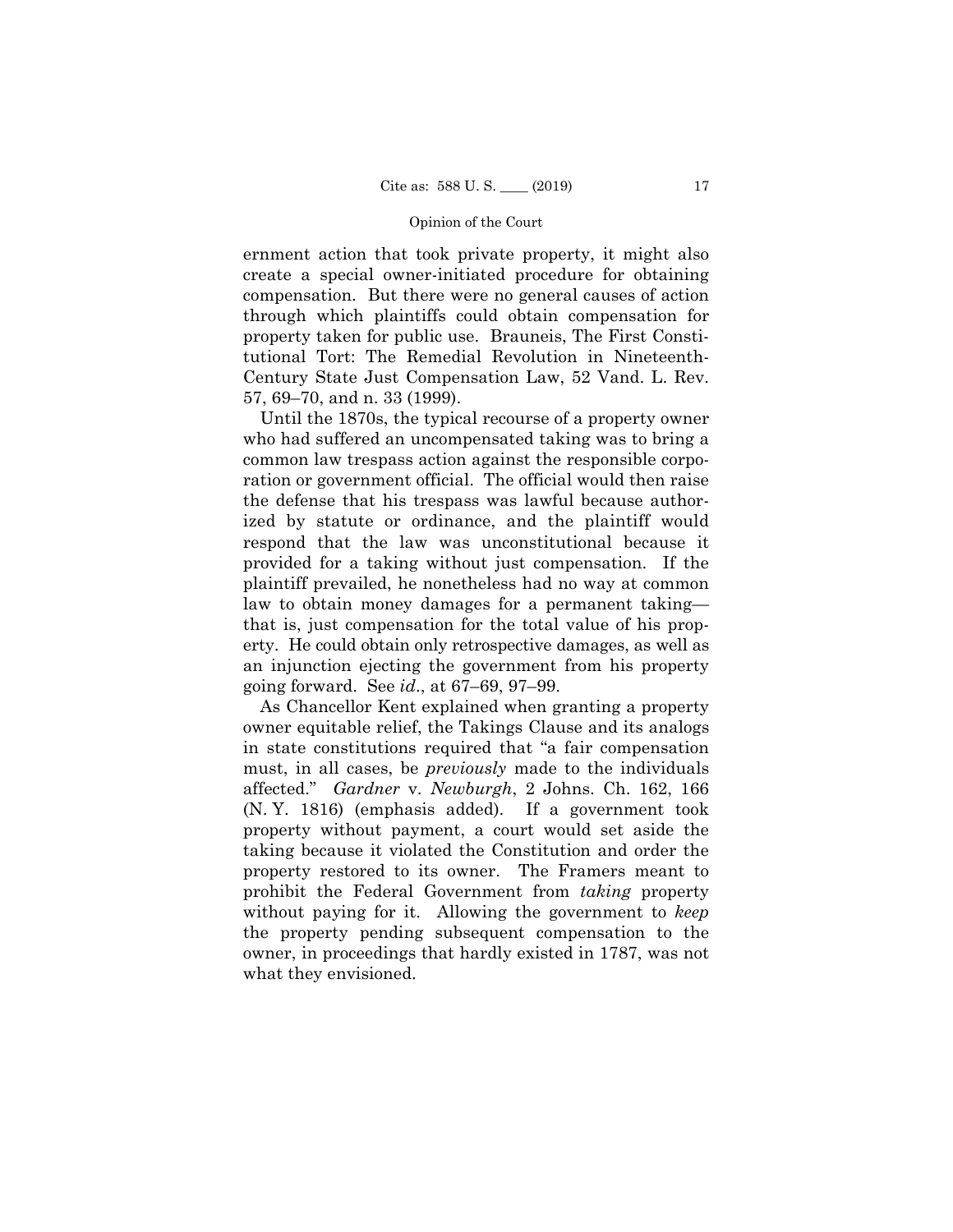ernment action that took private property, it might also create a special owner-initiated procedure for obtaining compensation. But there were no general causes of action through which plaintiffs could obtain compensation for property taken for public use. Brauneis, The First Constitutional Tort: The Remedial Revolution in Nineteenth-Century State Just Compensation Law, 52 Vand. L. Rev. 57, 69–70, and n. 33 (1999).

Until the 1870s, the typical recourse of a property owner who had suffered an uncompensated taking was to bring a common law trespass action against the responsible corporation or government official. The official would then raise the defense that his trespass was lawful because authorized by statute or ordinance, and the plaintiff would respond that the law was unconstitutional because it provided for a taking without just compensation. If the plaintiff prevailed, he nonetheless had no way at common law to obtain money damages for a permanent taking—that is, just compensation for the total value of his property. He could obtain only retrospective damages, as well as an injunction ejecting the government from his property going forward. See *id*., at 67–69, 97–99.

As Chancellor Kent explained when granting a property owner equitable relief, the Takings Clause and its analogs in state constitutions required that "a fair compensation must, in all cases, be *previously* made to the individuals affected." *Gardner* v. *Newburgh*, 2 Johns. Ch. 162, 166 (N. Y. 1816) (emphasis added). If a government took property without payment, a court would set aside the taking because it violated the Constitution and order the property restored to its owner. The Framers meant to prohibit the Federal Government from *taking* property without paying for it. Allowing the government to *keep* the property pending subsequent compensation to the owner, in proceedings that hardly existed in 1787, was not what they envisioned.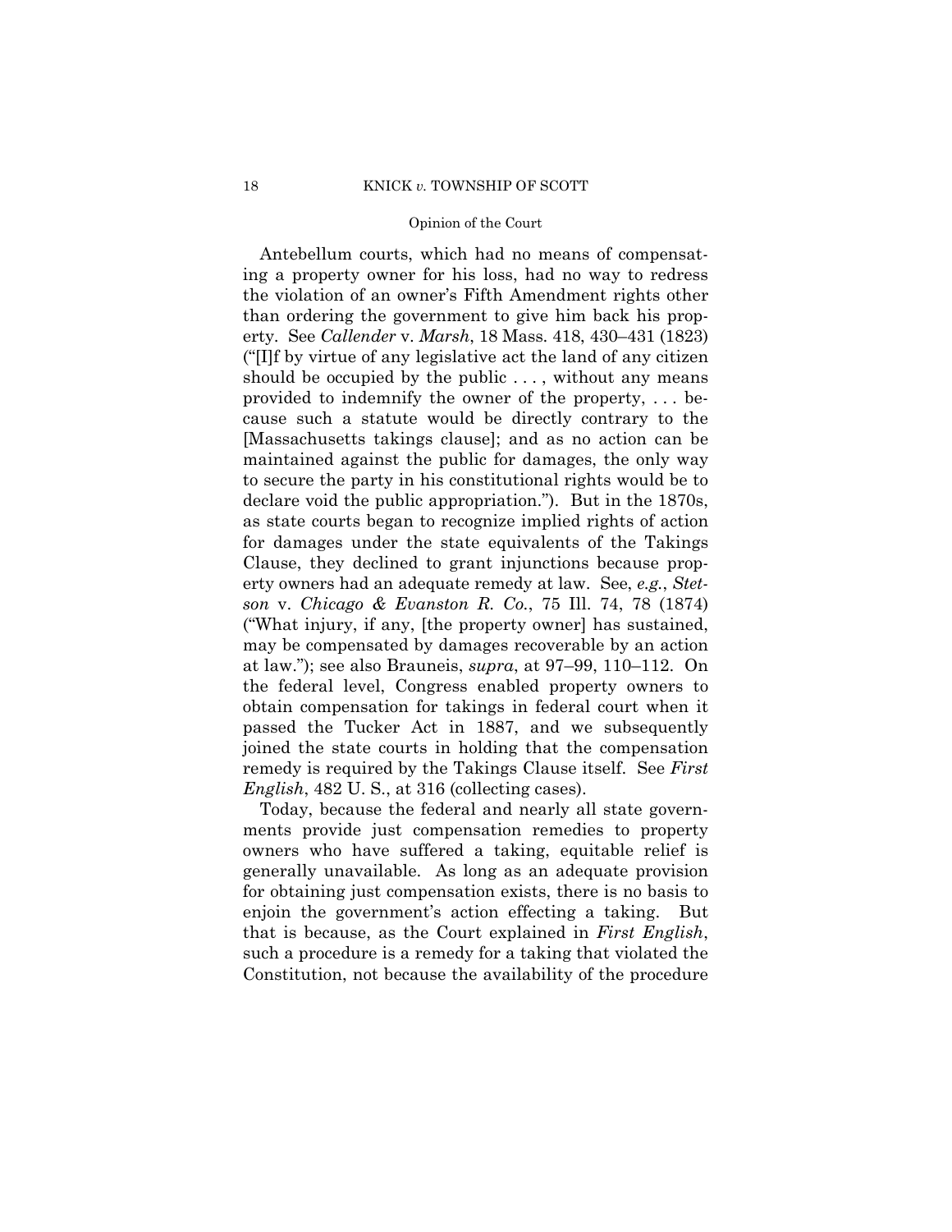Antebellum courts, which had no means of compensating a property owner for his loss, had no way to redress the violation of an owner's Fifth Amendment rights other than ordering the government to give him back his property. See *Callender* v. *Marsh*, 18 Mass. 418, 430–431 (1823) ("[I]f by virtue of any legislative act the land of any citizen should be occupied by the public . . . , without any means provided to indemnify the owner of the property, . . . because such a statute would be directly contrary to the [Massachusetts takings clause]; and as no action can be maintained against the public for damages, the only way to secure the party in his constitutional rights would be to declare void the public appropriation."). But in the 1870s, as state courts began to recognize implied rights of action for damages under the state equivalents of the Takings Clause, they declined to grant injunctions because property owners had an adequate remedy at law. See, *e.g.*, *Stetson* v. *Chicago & Evanston R. Co.*, 75 Ill. 74, 78 (1874) ("What injury, if any, [the property owner] has sustained, may be compensated by damages recoverable by an action at law."); see also Brauneis, *supra*, at 97–99, 110–112. On the federal level, Congress enabled property owners to obtain compensation for takings in federal court when it passed the Tucker Act in 1887, and we subsequently joined the state courts in holding that the compensation remedy is required by the Takings Clause itself. See *First English*, 482 U. S., at 316 (collecting cases).

Today, because the federal and nearly all state governments provide just compensation remedies to property owners who have suffered a taking, equitable relief is generally unavailable. As long as an adequate provision for obtaining just compensation exists, there is no basis to enjoin the government's action effecting a taking. But that is because, as the Court explained in *First English*, such a procedure is a remedy for a taking that violated the Constitution, not because the availability of the procedure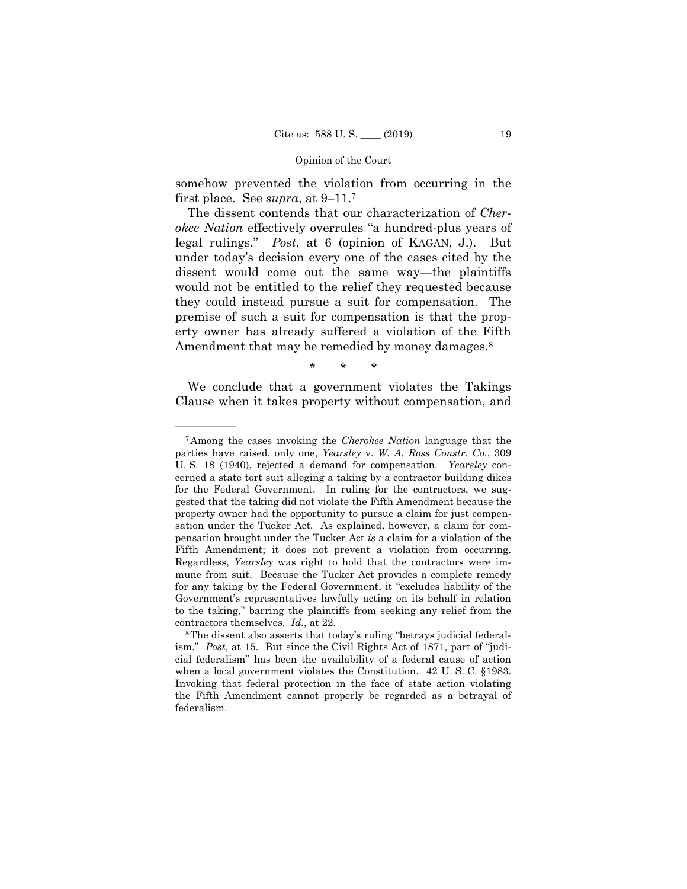somehow prevented the violation from occurring in the first place. See *supra*, at 9–11.[7]

The dissent contends that our characterization of *Cherokee Nation* effectively overrules "a hundred-plus years of legal rulings." *Post*, at 6 (opinion of KAGAN, J.). But under today's decision every one of the cases cited by the dissent would come out the same way—the plaintiffs would not be entitled to the relief they requested because they could instead pursue a suit for compensation. The premise of such a suit for compensation is that the property owner has already suffered a violation of the Fifth Amendment that may be remedied by money damages.[8]

\* \* \*

We conclude that a government violates the Takings Clause when it takes property without compensation, and

---

[7] Among the cases invoking the *Cherokee Nation* language that the parties have raised, only one, *Yearsley* v. *W. A. Ross Constr. Co.*, 309 U. S. 18 (1940), rejected a demand for compensation. *Yearsley* concerned a state tort suit alleging a taking by a contractor building dikes for the Federal Government. In ruling for the contractors, we suggested that the taking did not violate the Fifth Amendment because the property owner had the opportunity to pursue a claim for just compensation under the Tucker Act. As explained, however, a claim for compensation brought under the Tucker Act *is* a claim for a violation of the Fifth Amendment; it does not prevent a violation from occurring. Regardless, *Yearsley* was right to hold that the contractors were immune from suit. Because the Tucker Act provides a complete remedy for any taking by the Federal Government, it "excludes liability of the Government's representatives lawfully acting on its behalf in relation to the taking," barring the plaintiffs from seeking any relief from the contractors themselves. *Id.*, at 22.

[8] The dissent also asserts that today's ruling "betrays judicial federalism." *Post*, at 15. But since the Civil Rights Act of 1871, part of "judicial federalism" has been the availability of a federal cause of action when a local government violates the Constitution. 42 U. S. C. §1983. Invoking that federal protection in the face of state action violating the Fifth Amendment cannot properly be regarded as a betrayal of federalism.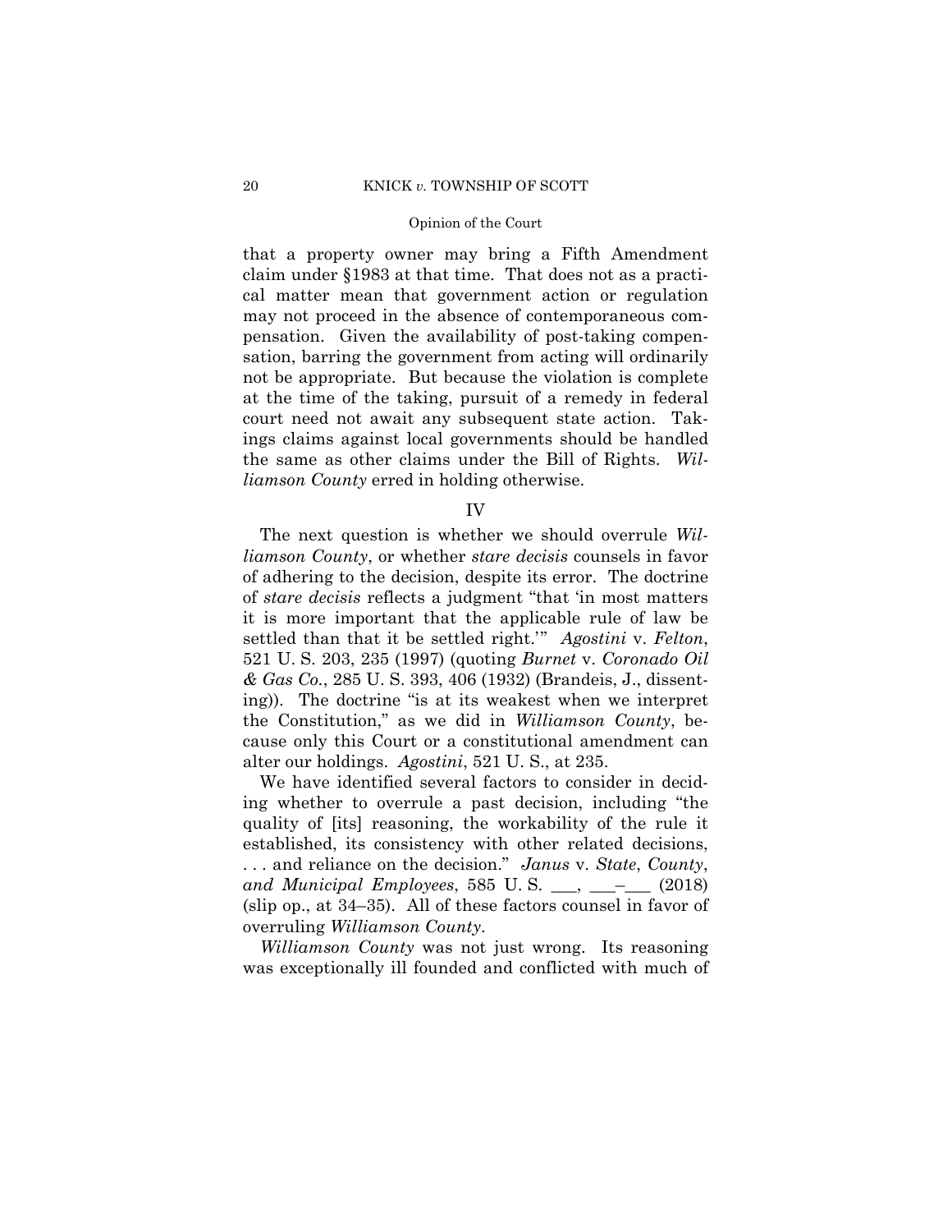that a property owner may bring a Fifth Amendment claim under §1983 at that time. That does not as a practical matter mean that government action or regulation may not proceed in the absence of contemporaneous compensation. Given the availability of post-taking compensation, barring the government from acting will ordinarily not be appropriate. But because the violation is complete at the time of the taking, pursuit of a remedy in federal court need not await any subsequent state action. Takings claims against local governments should be handled the same as other claims under the Bill of Rights. *Williamson County* erred in holding otherwise.

## IV

The next question is whether we should overrule *Williamson County*, or whether *stare decisis* counsels in favor of adhering to the decision, despite its error. The doctrine of *stare decisis* reflects a judgment "that 'in most matters it is more important that the applicable rule of law be settled than that it be settled right.'" *Agostini* v. *Felton*, 521 U. S. 203, 235 (1997) (quoting *Burnet* v. *Coronado Oil & Gas Co.*, 285 U. S. 393, 406 (1932) (Brandeis, J., dissenting)). The doctrine "is at its weakest when we interpret the Constitution," as we did in *Williamson County*, because only this Court or a constitutional amendment can alter our holdings. *Agostini*, 521 U. S., at 235.

We have identified several factors to consider in deciding whether to overrule a past decision, including "the quality of [its] reasoning, the workability of the rule it established, its consistency with other related decisions, . . . and reliance on the decision." *Janus* v. *State*, *County*, *and Municipal Employees*, 585 U. S. ___, ___–___ (2018) (slip op., at 34–35). All of these factors counsel in favor of overruling *Williamson County*.

*Williamson County* was not just wrong. Its reasoning was exceptionally ill founded and conflicted with much of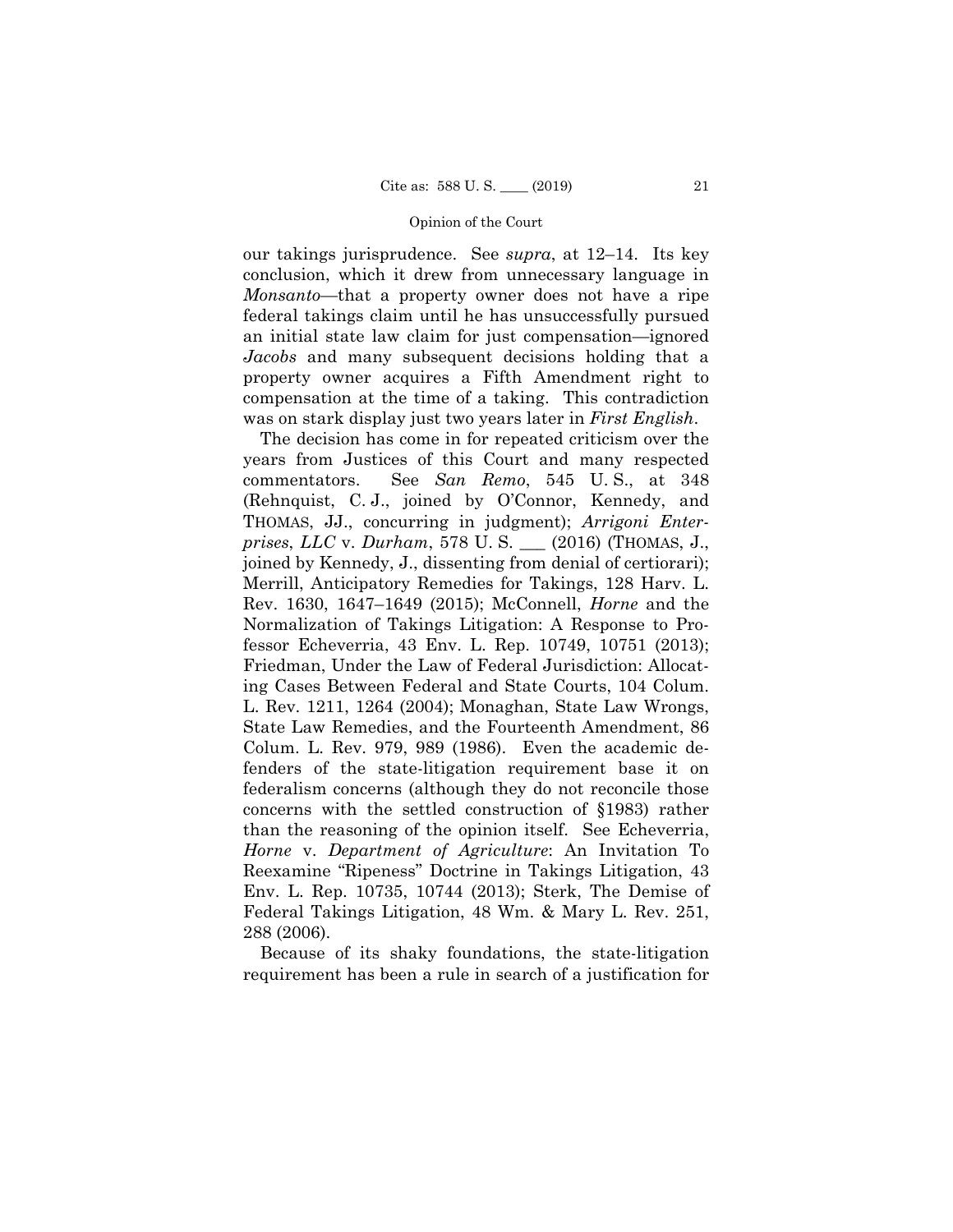our takings jurisprudence. See *supra*, at 12–14. Its key conclusion, which it drew from unnecessary language in *Monsanto*—that a property owner does not have a ripe federal takings claim until he has unsuccessfully pursued an initial state law claim for just compensation—ignored *Jacobs* and many subsequent decisions holding that a property owner acquires a Fifth Amendment right to compensation at the time of a taking. This contradiction was on stark display just two years later in *First English*.

The decision has come in for repeated criticism over the years from Justices of this Court and many respected commentators. See *San Remo*, 545 U. S., at 348 (Rehnquist, C. J., joined by O'Connor, Kennedy, and THOMAS, JJ., concurring in judgment); *Arrigoni Enterprises, LLC* v. *Durham*, 578 U. S. ___ (2016) (THOMAS, J., joined by Kennedy, J., dissenting from denial of certiorari); Merrill, Anticipatory Remedies for Takings, 128 Harv. L. Rev. 1630, 1647–1649 (2015); McConnell, *Horne* and the Normalization of Takings Litigation: A Response to Professor Echeverria, 43 Env. L. Rep. 10749, 10751 (2013); Friedman, Under the Law of Federal Jurisdiction: Allocating Cases Between Federal and State Courts, 104 Colum. L. Rev. 1211, 1264 (2004); Monaghan, State Law Wrongs, State Law Remedies, and the Fourteenth Amendment, 86 Colum. L. Rev. 979, 989 (1986). Even the academic defenders of the state-litigation requirement base it on federalism concerns (although they do not reconcile those concerns with the settled construction of §1983) rather than the reasoning of the opinion itself. See Echeverria, *Horne* v. *Department of Agriculture*: An Invitation To Reexamine "Ripeness" Doctrine in Takings Litigation, 43 Env. L. Rep. 10735, 10744 (2013); Sterk, The Demise of Federal Takings Litigation, 48 Wm. & Mary L. Rev. 251, 288 (2006).

Because of its shaky foundations, the state-litigation requirement has been a rule in search of a justification for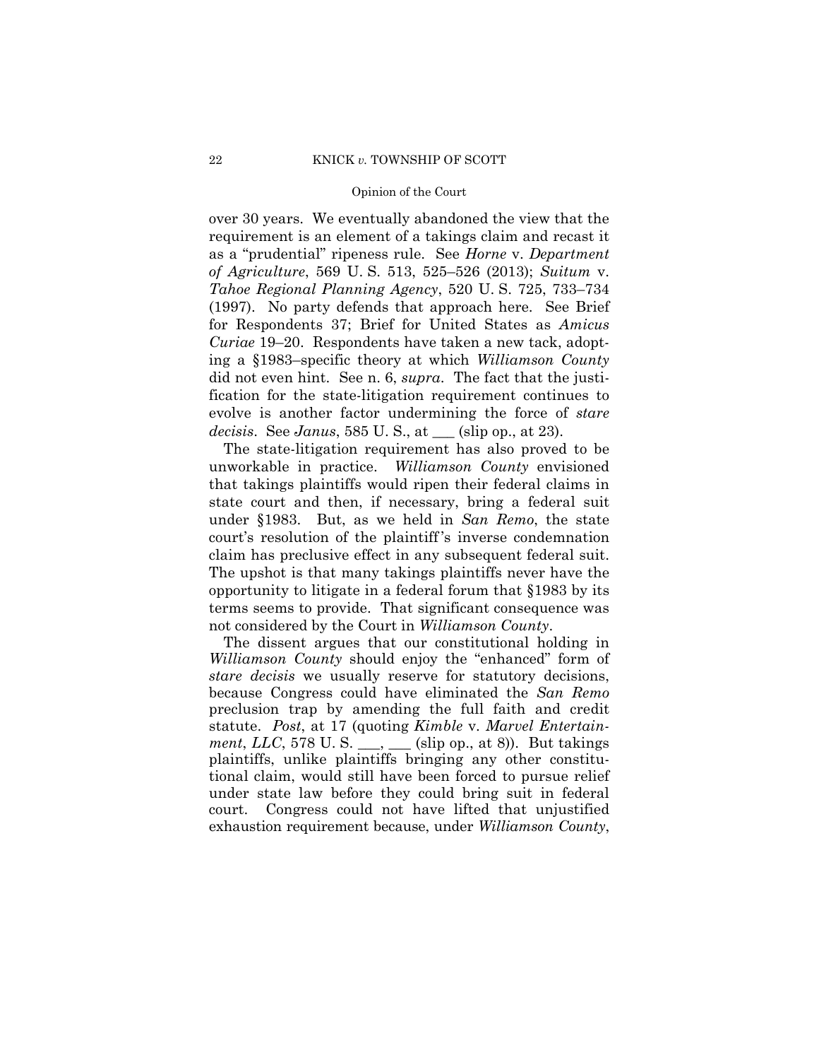over 30 years. We eventually abandoned the view that the requirement is an element of a takings claim and recast it as a "prudential" ripeness rule. See *Horne* v. *Department of Agriculture*, 569 U. S. 513, 525–526 (2013); *Suitum* v. *Tahoe Regional Planning Agency*, 520 U. S. 725, 733–734 (1997). No party defends that approach here. See Brief for Respondents 37; Brief for United States as *Amicus Curiae* 19–20. Respondents have taken a new tack, adopting a §1983–specific theory at which *Williamson County* did not even hint. See n. 6, *supra*. The fact that the justification for the state-litigation requirement continues to evolve is another factor undermining the force of *stare decisis*. See *Janus*, 585 U. S., at ___ (slip op., at 23).

The state-litigation requirement has also proved to be unworkable in practice. *Williamson County* envisioned that takings plaintiffs would ripen their federal claims in state court and then, if necessary, bring a federal suit under §1983. But, as we held in *San Remo*, the state court's resolution of the plaintiff's inverse condemnation claim has preclusive effect in any subsequent federal suit. The upshot is that many takings plaintiffs never have the opportunity to litigate in a federal forum that §1983 by its terms seems to provide. That significant consequence was not considered by the Court in *Williamson County*.

The dissent argues that our constitutional holding in *Williamson County* should enjoy the "enhanced" form of *stare decisis* we usually reserve for statutory decisions, because Congress could have eliminated the *San Remo* preclusion trap by amending the full faith and credit statute. *Post*, at 17 (quoting *Kimble* v. *Marvel Entertainment, LLC*, 578 U. S. ___, ___ (slip op., at 8)). But takings plaintiffs, unlike plaintiffs bringing any other constitutional claim, would still have been forced to pursue relief under state law before they could bring suit in federal court. Congress could not have lifted that unjustified exhaustion requirement because, under *Williamson County*,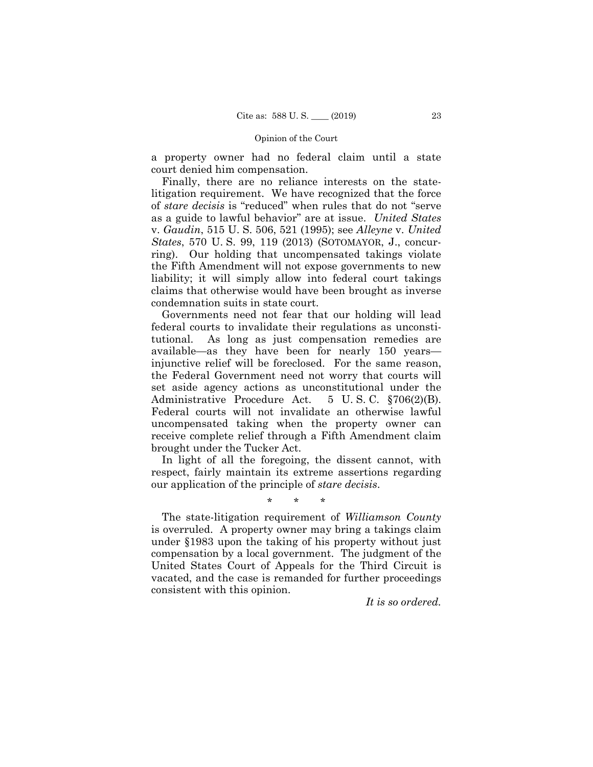a property owner had no federal claim until a state court denied him compensation.

Finally, there are no reliance interests on the state-litigation requirement. We have recognized that the force of *stare decisis* is "reduced" when rules that do not "serve as a guide to lawful behavior" are at issue. *United States* v. *Gaudin*, 515 U. S. 506, 521 (1995); see *Alleyne* v. *United States*, 570 U. S. 99, 119 (2013) (SOTOMAYOR, J., concurring). Our holding that uncompensated takings violate the Fifth Amendment will not expose governments to new liability; it will simply allow into federal court takings claims that otherwise would have been brought as inverse condemnation suits in state court.

Governments need not fear that our holding will lead federal courts to invalidate their regulations as unconstitutional. As long as just compensation remedies are available—as they have been for nearly 150 years—injunctive relief will be foreclosed. For the same reason, the Federal Government need not worry that courts will set aside agency actions as unconstitutional under the Administrative Procedure Act. 5 U. S. C. §706(2)(B). Federal courts will not invalidate an otherwise lawful uncompensated taking when the property owner can receive complete relief through a Fifth Amendment claim brought under the Tucker Act.

In light of all the foregoing, the dissent cannot, with respect, fairly maintain its extreme assertions regarding our application of the principle of *stare decisis*.

\* \* \*

The state-litigation requirement of *Williamson County* is overruled. A property owner may bring a takings claim under §1983 upon the taking of his property without just compensation by a local government. The judgment of the United States Court of Appeals for the Third Circuit is vacated, and the case is remanded for further proceedings consistent with this opinion.

*It is so ordered.*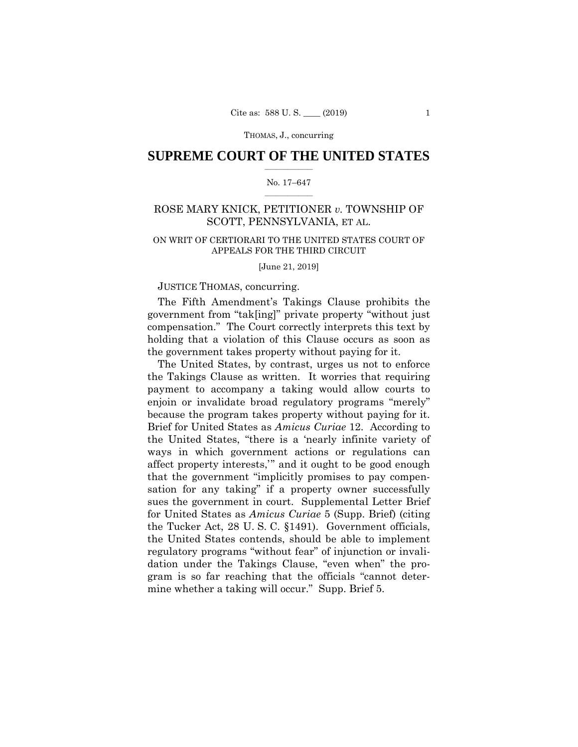# SUPREME COURT OF THE UNITED STATES

No. 17–647

ROSE MARY KNICK, PETITIONER *v.* TOWNSHIP OF SCOTT, PENNSYLVANIA, ET AL.

ON WRIT OF CERTIORARI TO THE UNITED STATES COURT OF APPEALS FOR THE THIRD CIRCUIT

[June 21, 2019]

JUSTICE THOMAS, concurring.

The Fifth Amendment's Takings Clause prohibits the government from "tak[ing]" private property "without just compensation." The Court correctly interprets this text by holding that a violation of this Clause occurs as soon as the government takes property without paying for it.

The United States, by contrast, urges us not to enforce the Takings Clause as written. It worries that requiring payment to accompany a taking would allow courts to enjoin or invalidate broad regulatory programs "merely" because the program takes property without paying for it. Brief for United States as *Amicus Curiae* 12. According to the United States, "there is a 'nearly infinite variety of ways in which government actions or regulations can affect property interests,'" and it ought to be good enough that the government "implicitly promises to pay compensation for any taking" if a property owner successfully sues the government in court. Supplemental Letter Brief for United States as *Amicus Curiae* 5 (Supp. Brief) (citing the Tucker Act, 28 U. S. C. §1491). Government officials, the United States contends, should be able to implement regulatory programs "without fear" of injunction or invalidation under the Takings Clause, "even when" the program is so far reaching that the officials "cannot determine whether a taking will occur." Supp. Brief 5.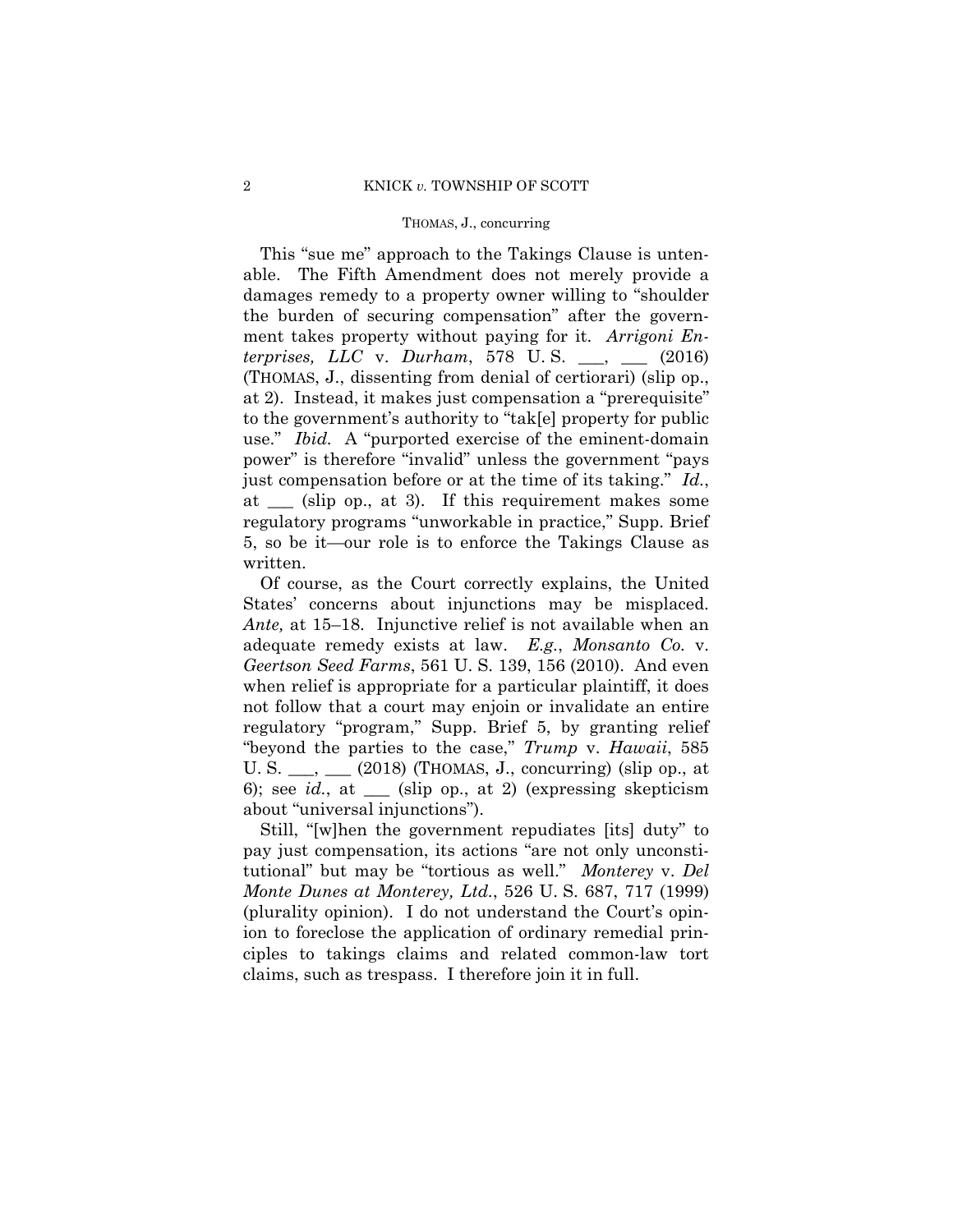This "sue me" approach to the Takings Clause is untenable. The Fifth Amendment does not merely provide a damages remedy to a property owner willing to "shoulder the burden of securing compensation" after the government takes property without paying for it. *Arrigoni Enterprises, LLC* v. *Durham*, 578 U. S. ___, ___ (2016) (THOMAS, J., dissenting from denial of certiorari) (slip op., at 2). Instead, it makes just compensation a "prerequisite" to the government's authority to "tak[e] property for public use." *Ibid.* A "purported exercise of the eminent-domain power" is therefore "invalid" unless the government "pays just compensation before or at the time of its taking." *Id.*, at ___ (slip op., at 3). If this requirement makes some regulatory programs "unworkable in practice," Supp. Brief 5, so be it—our role is to enforce the Takings Clause as written.

Of course, as the Court correctly explains, the United States' concerns about injunctions may be misplaced. *Ante,* at 15–18. Injunctive relief is not available when an adequate remedy exists at law. *E.g.*, *Monsanto Co.* v. *Geertson Seed Farms*, 561 U. S. 139, 156 (2010). And even when relief is appropriate for a particular plaintiff, it does not follow that a court may enjoin or invalidate an entire regulatory "program," Supp. Brief 5, by granting relief "beyond the parties to the case," *Trump* v. *Hawaii*, 585 U. S. ___, ___ (2018) (THOMAS, J., concurring) (slip op., at 6); see *id.*, at ___ (slip op., at 2) (expressing skepticism about "universal injunctions").

Still, "[w]hen the government repudiates [its] duty" to pay just compensation, its actions "are not only unconstitutional" but may be "tortious as well." *Monterey* v. *Del Monte Dunes at Monterey, Ltd.*, 526 U. S. 687, 717 (1999) (plurality opinion). I do not understand the Court's opinion to foreclose the application of ordinary remedial principles to takings claims and related common-law tort claims, such as trespass. I therefore join it in full.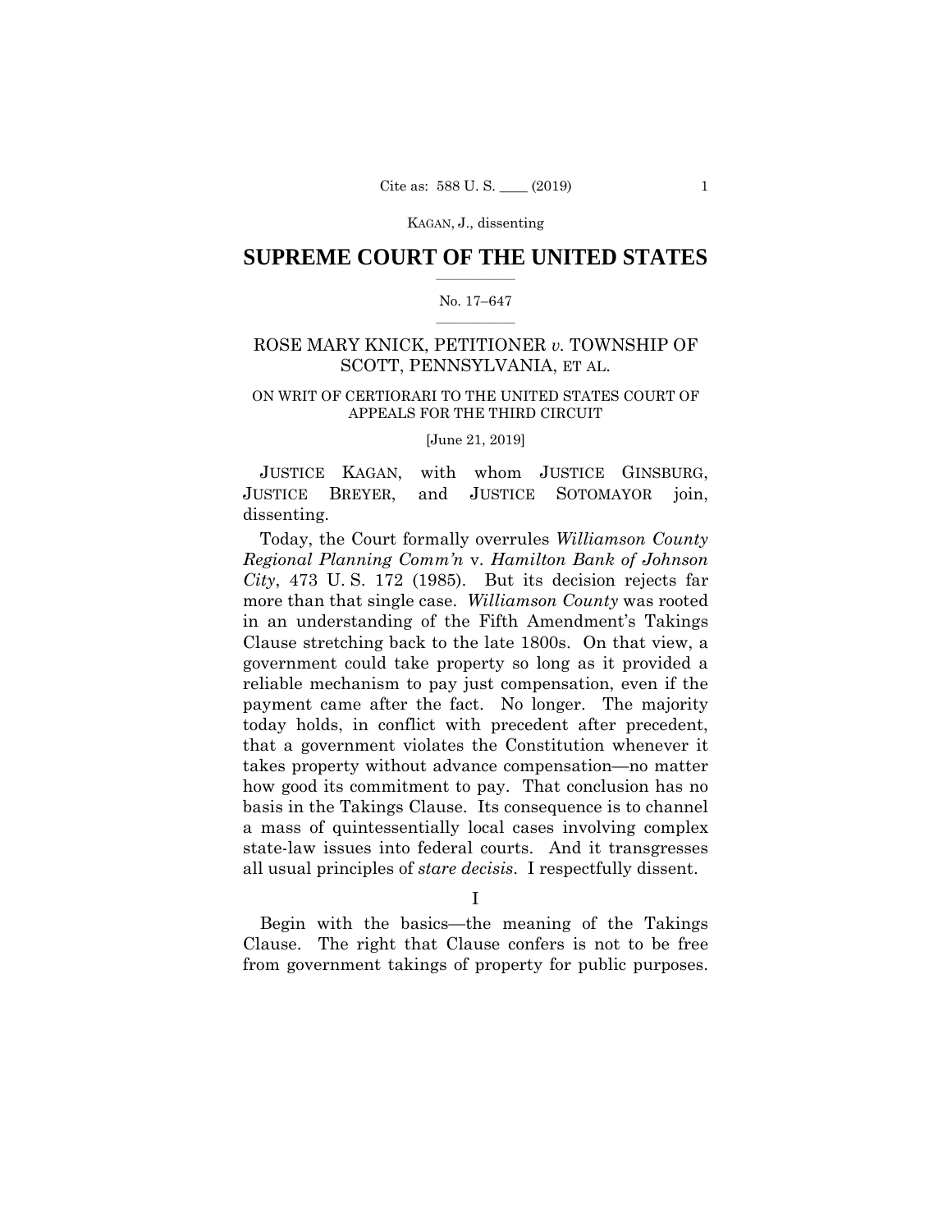KAGAN, J., dissenting

# SUPREME COURT OF THE UNITED STATES

No. 17–647

ROSE MARY KNICK, PETITIONER *v.* TOWNSHIP OF SCOTT, PENNSYLVANIA, ET AL.

ON WRIT OF CERTIORARI TO THE UNITED STATES COURT OF APPEALS FOR THE THIRD CIRCUIT

[June 21, 2019]

JUSTICE KAGAN, with whom JUSTICE GINSBURG, JUSTICE BREYER, and JUSTICE SOTOMAYOR join, dissenting.

Today, the Court formally overrules *Williamson County Regional Planning Comm'n* v. *Hamilton Bank of Johnson City*, 473 U. S. 172 (1985). But its decision rejects far more than that single case. *Williamson County* was rooted in an understanding of the Fifth Amendment's Takings Clause stretching back to the late 1800s. On that view, a government could take property so long as it provided a reliable mechanism to pay just compensation, even if the payment came after the fact. No longer. The majority today holds, in conflict with precedent after precedent, that a government violates the Constitution whenever it takes property without advance compensation—no matter how good its commitment to pay. That conclusion has no basis in the Takings Clause. Its consequence is to channel a mass of quintessentially local cases involving complex state-law issues into federal courts. And it transgresses all usual principles of *stare decisis*. I respectfully dissent.

I

Begin with the basics—the meaning of the Takings Clause. The right that Clause confers is not to be free from government takings of property for public purposes.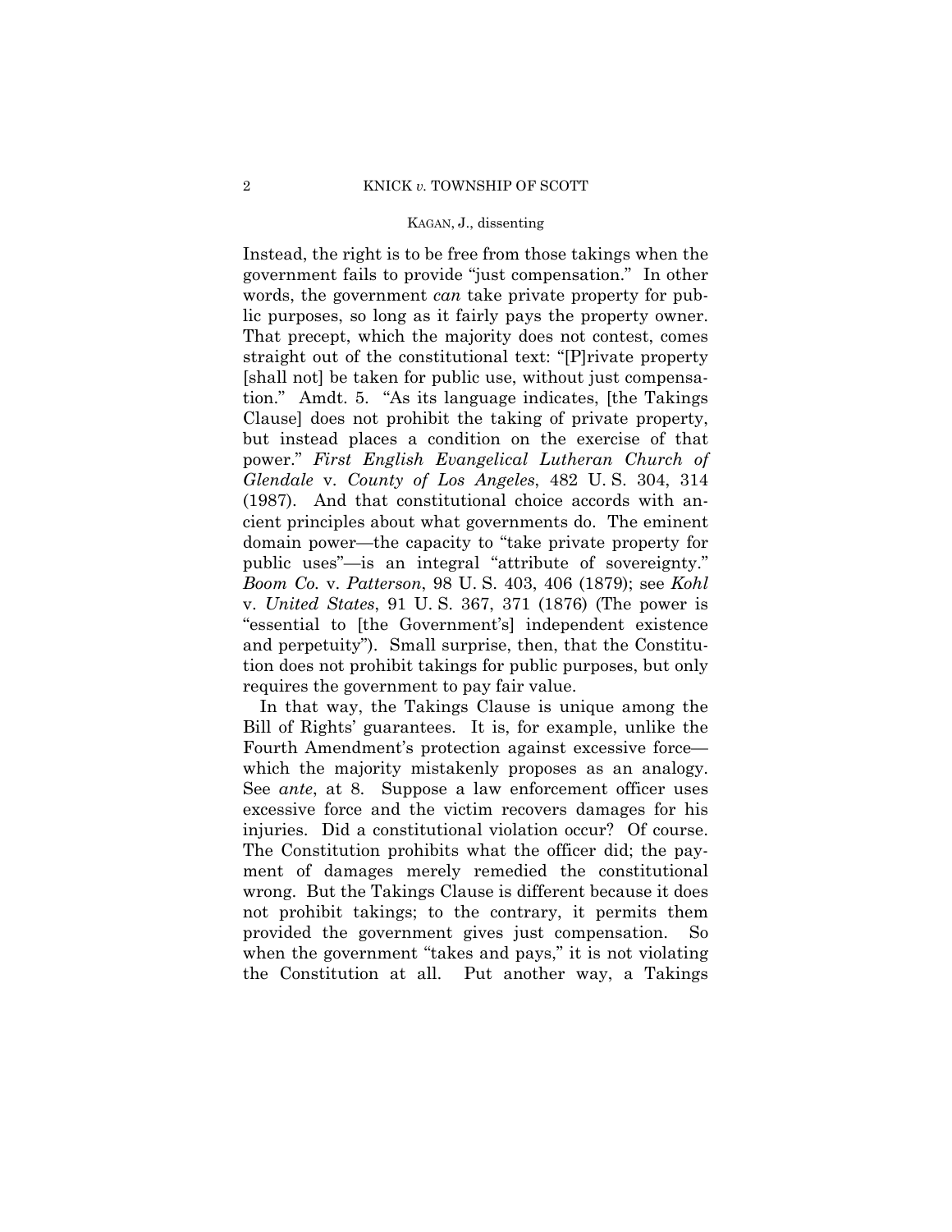Instead, the right is to be free from those takings when the government fails to provide "just compensation." In other words, the government *can* take private property for public purposes, so long as it fairly pays the property owner. That precept, which the majority does not contest, comes straight out of the constitutional text: "[P]rivate property [shall not] be taken for public use, without just compensation." Amdt. 5. "As its language indicates, [the Takings Clause] does not prohibit the taking of private property, but instead places a condition on the exercise of that power." *First English Evangelical Lutheran Church of Glendale* v. *County of Los Angeles*, 482 U. S. 304, 314 (1987). And that constitutional choice accords with ancient principles about what governments do. The eminent domain power—the capacity to "take private property for public uses"—is an integral "attribute of sovereignty." *Boom Co.* v. *Patterson*, 98 U. S. 403, 406 (1879); see *Kohl* v. *United States*, 91 U. S. 367, 371 (1876) (The power is "essential to [the Government's] independent existence and perpetuity"). Small surprise, then, that the Constitution does not prohibit takings for public purposes, but only requires the government to pay fair value.

In that way, the Takings Clause is unique among the Bill of Rights' guarantees. It is, for example, unlike the Fourth Amendment's protection against excessive force—which the majority mistakenly proposes as an analogy. See *ante*, at 8. Suppose a law enforcement officer uses excessive force and the victim recovers damages for his injuries. Did a constitutional violation occur? Of course. The Constitution prohibits what the officer did; the payment of damages merely remedied the constitutional wrong. But the Takings Clause is different because it does not prohibit takings; to the contrary, it permits them provided the government gives just compensation. So when the government "takes and pays," it is not violating the Constitution at all. Put another way, a Takings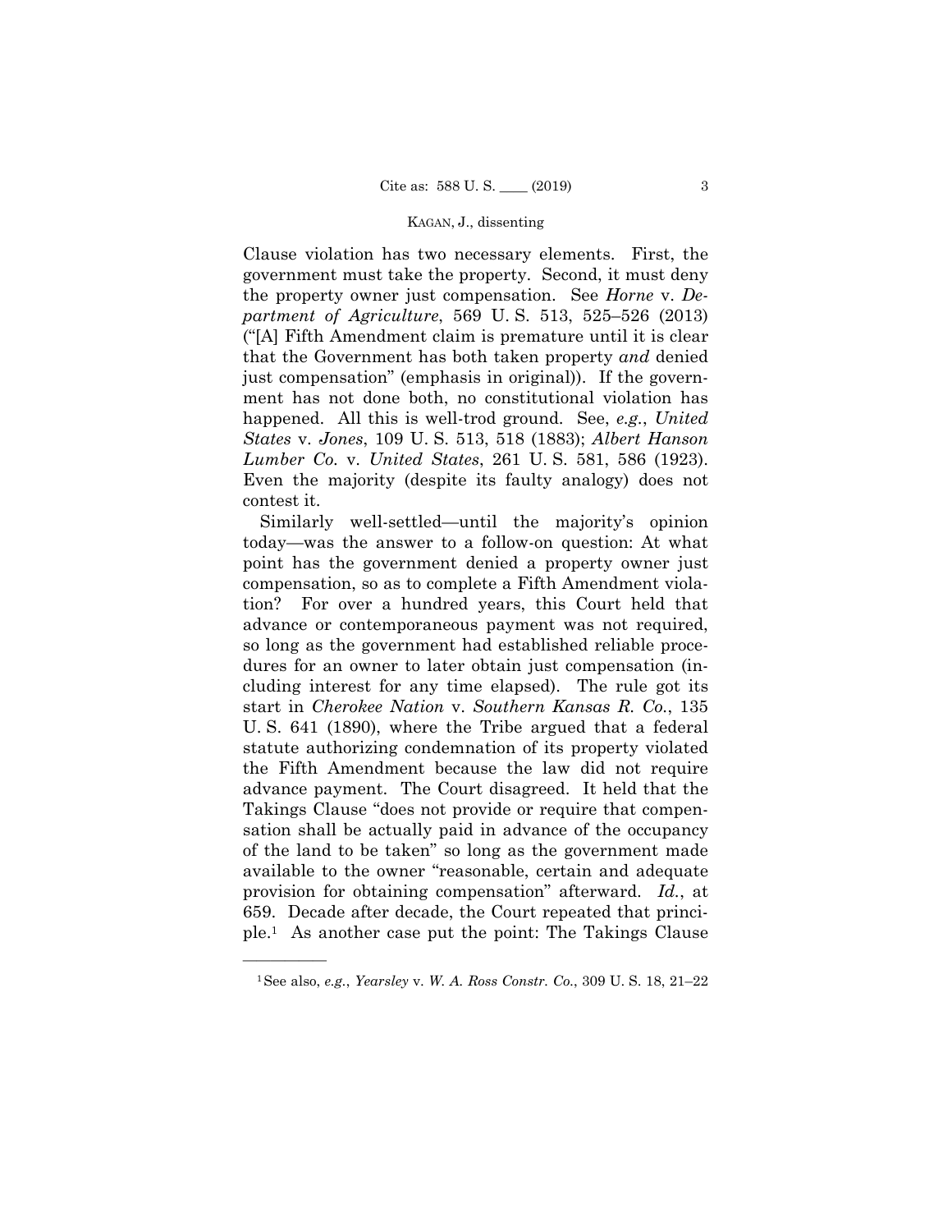Clause violation has two necessary elements. First, the government must take the property. Second, it must deny the property owner just compensation. See *Horne* v. *Department of Agriculture*, 569 U. S. 513, 525–526 (2013) ("[A] Fifth Amendment claim is premature until it is clear that the Government has both taken property *and* denied just compensation" (emphasis in original)). If the government has not done both, no constitutional violation has happened. All this is well-trod ground. See, *e.g.*, *United States* v. *Jones*, 109 U. S. 513, 518 (1883); *Albert Hanson Lumber Co.* v. *United States*, 261 U. S. 581, 586 (1923). Even the majority (despite its faulty analogy) does not contest it.

Similarly well-settled—until the majority's opinion today—was the answer to a follow-on question: At what point has the government denied a property owner just compensation, so as to complete a Fifth Amendment violation? For over a hundred years, this Court held that advance or contemporaneous payment was not required, so long as the government had established reliable procedures for an owner to later obtain just compensation (including interest for any time elapsed). The rule got its start in *Cherokee Nation* v. *Southern Kansas R. Co.*, 135 U. S. 641 (1890), where the Tribe argued that a federal statute authorizing condemnation of its property violated the Fifth Amendment because the law did not require advance payment. The Court disagreed. It held that the Takings Clause "does not provide or require that compensation shall be actually paid in advance of the occupancy of the land to be taken" so long as the government made available to the owner "reasonable, certain and adequate provision for obtaining compensation" afterward. *Id.*, at 659. Decade after decade, the Court repeated that principle.[1] As another case put the point: The Takings Clause

[1] See also, *e.g.*, *Yearsley* v. *W. A. Ross Constr. Co.,* 309 U. S. 18, 21–22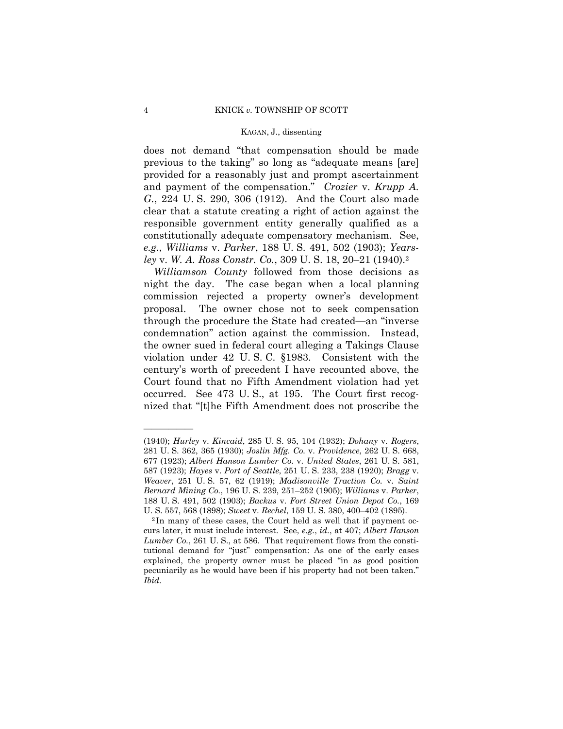does not demand "that compensation should be made previous to the taking" so long as "adequate means [are] provided for a reasonably just and prompt ascertainment and payment of the compensation." *Crozier* v. *Krupp A. G.*, 224 U. S. 290, 306 (1912). And the Court also made clear that a statute creating a right of action against the responsible government entity generally qualified as a constitutionally adequate compensatory mechanism. See, *e.g.*, *Williams* v. *Parker*, 188 U. S. 491, 502 (1903); *Yearsley* v. *W. A. Ross Constr. Co.*, 309 U. S. 18, 20–21 (1940).[2]

*Williamson County* followed from those decisions as night the day. The case began when a local planning commission rejected a property owner's development proposal. The owner chose not to seek compensation through the procedure the State had created—an "inverse condemnation" action against the commission. Instead, the owner sued in federal court alleging a Takings Clause violation under 42 U. S. C. §1983. Consistent with the century's worth of precedent I have recounted above, the Court found that no Fifth Amendment violation had yet occurred. See 473 U. S., at 195. The Court first recognized that "[t]he Fifth Amendment does not proscribe the

---

(1940); *Hurley* v. *Kincaid*, 285 U. S. 95, 104 (1932); *Dohany* v. *Rogers*, 281 U. S. 362, 365 (1930); *Joslin Mfg. Co.* v. *Providence*, 262 U. S. 668, 677 (1923); *Albert Hanson Lumber Co.* v. *United States*, 261 U. S. 581, 587 (1923); *Hayes* v. *Port of Seattle*, 251 U. S. 233, 238 (1920); *Bragg* v. *Weaver*, 251 U. S. 57, 62 (1919); *Madisonville Traction Co.* v. *Saint Bernard Mining Co.*, 196 U. S. 239, 251–252 (1905); *Williams* v. *Parker*, 188 U. S. 491, 502 (1903); *Backus* v. *Fort Street Union Depot Co.*, 169 U. S. 557, 568 (1898); *Sweet* v. *Rechel*, 159 U. S. 380, 400–402 (1895).

[2] In many of these cases, the Court held as well that if payment occurs later, it must include interest. See, *e.g.*, *id.*, at 407; *Albert Hanson Lumber Co.*, 261 U. S., at 586. That requirement flows from the constitutional demand for "just" compensation: As one of the early cases explained, the property owner must be placed "in as good position pecuniarily as he would have been if his property had not been taken." *Ibid.*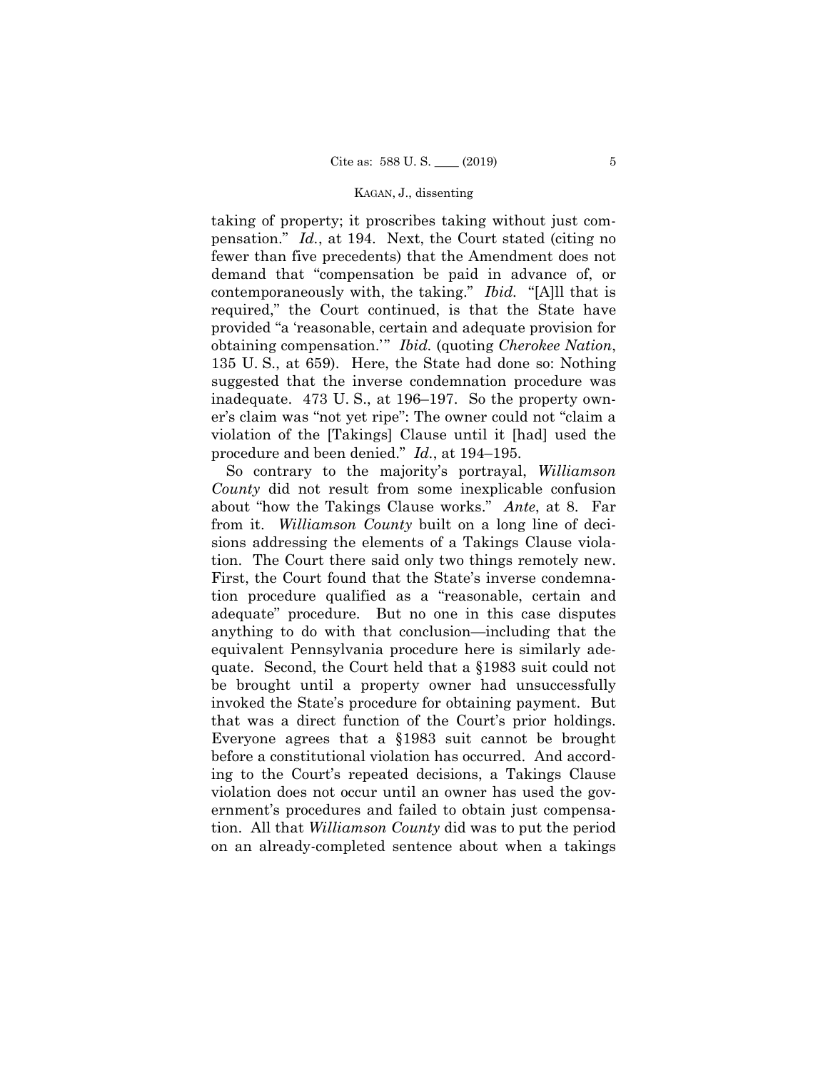taking of property; it proscribes taking without just compensation." *Id.*, at 194. Next, the Court stated (citing no fewer than five precedents) that the Amendment does not demand that "compensation be paid in advance of, or contemporaneously with, the taking." *Ibid.* "[A]ll that is required," the Court continued, is that the State have provided "a 'reasonable, certain and adequate provision for obtaining compensation.'" *Ibid.* (quoting *Cherokee Nation*, 135 U. S., at 659). Here, the State had done so: Nothing suggested that the inverse condemnation procedure was inadequate. 473 U. S., at 196–197. So the property owner's claim was "not yet ripe": The owner could not "claim a violation of the [Takings] Clause until it [had] used the procedure and been denied." *Id.*, at 194–195.

So contrary to the majority's portrayal, *Williamson County* did not result from some inexplicable confusion about "how the Takings Clause works." *Ante*, at 8. Far from it. *Williamson County* built on a long line of decisions addressing the elements of a Takings Clause violation. The Court there said only two things remotely new. First, the Court found that the State's inverse condemnation procedure qualified as a "reasonable, certain and adequate" procedure. But no one in this case disputes anything to do with that conclusion—including that the equivalent Pennsylvania procedure here is similarly adequate. Second, the Court held that a §1983 suit could not be brought until a property owner had unsuccessfully invoked the State's procedure for obtaining payment. But that was a direct function of the Court's prior holdings. Everyone agrees that a §1983 suit cannot be brought before a constitutional violation has occurred. And according to the Court's repeated decisions, a Takings Clause violation does not occur until an owner has used the government's procedures and failed to obtain just compensation. All that *Williamson County* did was to put the period on an already-completed sentence about when a takings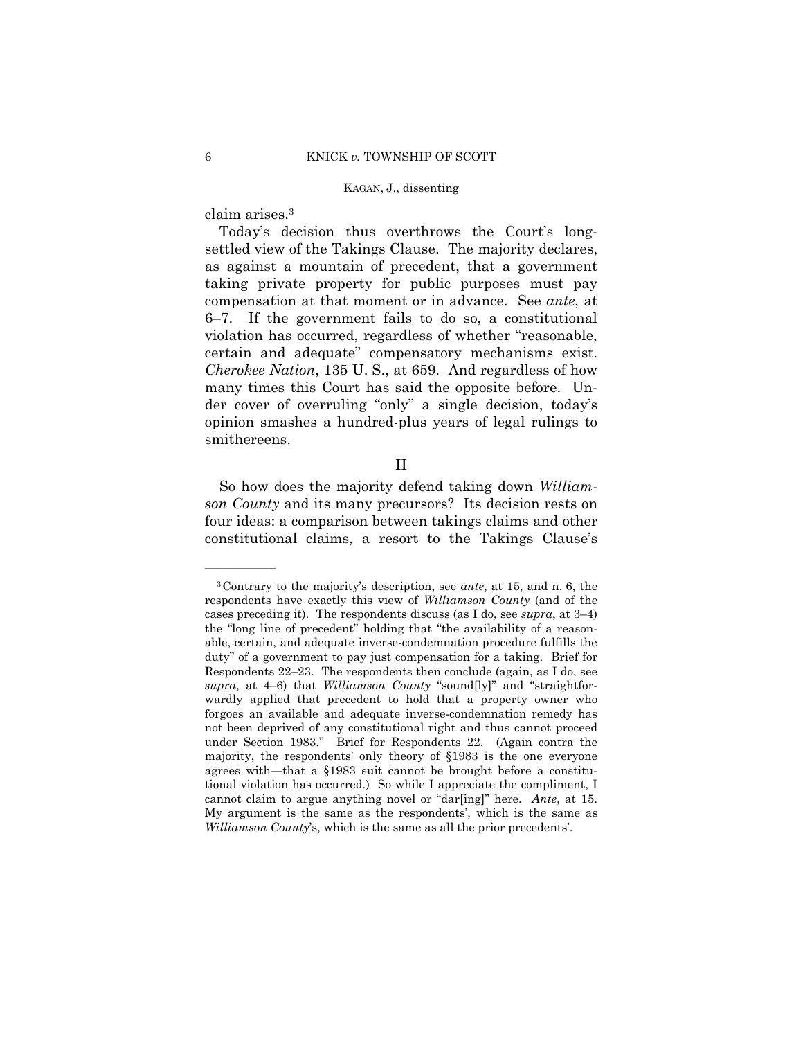claim arises.[3]

Today's decision thus overthrows the Court's long-settled view of the Takings Clause. The majority declares, as against a mountain of precedent, that a government taking private property for public purposes must pay compensation at that moment or in advance. See *ante*, at 6–7. If the government fails to do so, a constitutional violation has occurred, regardless of whether "reasonable, certain and adequate" compensatory mechanisms exist. *Cherokee Nation*, 135 U. S., at 659. And regardless of how many times this Court has said the opposite before. Under cover of overruling "only" a single decision, today's opinion smashes a hundred-plus years of legal rulings to smithereens.

## II

So how does the majority defend taking down *Williamson County* and its many precursors? Its decision rests on four ideas: a comparison between takings claims and other constitutional claims, a resort to the Takings Clause's

---

[3] Contrary to the majority's description, see *ante*, at 15, and n. 6, the respondents have exactly this view of *Williamson County* (and of the cases preceding it). The respondents discuss (as I do, see *supra*, at 3–4) the "long line of precedent" holding that "the availability of a reasonable, certain, and adequate inverse-condemnation procedure fulfills the duty" of a government to pay just compensation for a taking. Brief for Respondents 22–23. The respondents then conclude (again, as I do, see *supra*, at 4–6) that *Williamson County* "sound[ly]" and "straightforwardly applied that precedent to hold that a property owner who forgoes an available and adequate inverse-condemnation remedy has not been deprived of any constitutional right and thus cannot proceed under Section 1983." Brief for Respondents 22. (Again contra the majority, the respondents' only theory of §1983 is the one everyone agrees with—that a §1983 suit cannot be brought before a constitutional violation has occurred.) So while I appreciate the compliment, I cannot claim to argue anything novel or "dar[ing]" here. *Ante*, at 15. My argument is the same as the respondents', which is the same as *Williamson County*'s, which is the same as all the prior precedents'.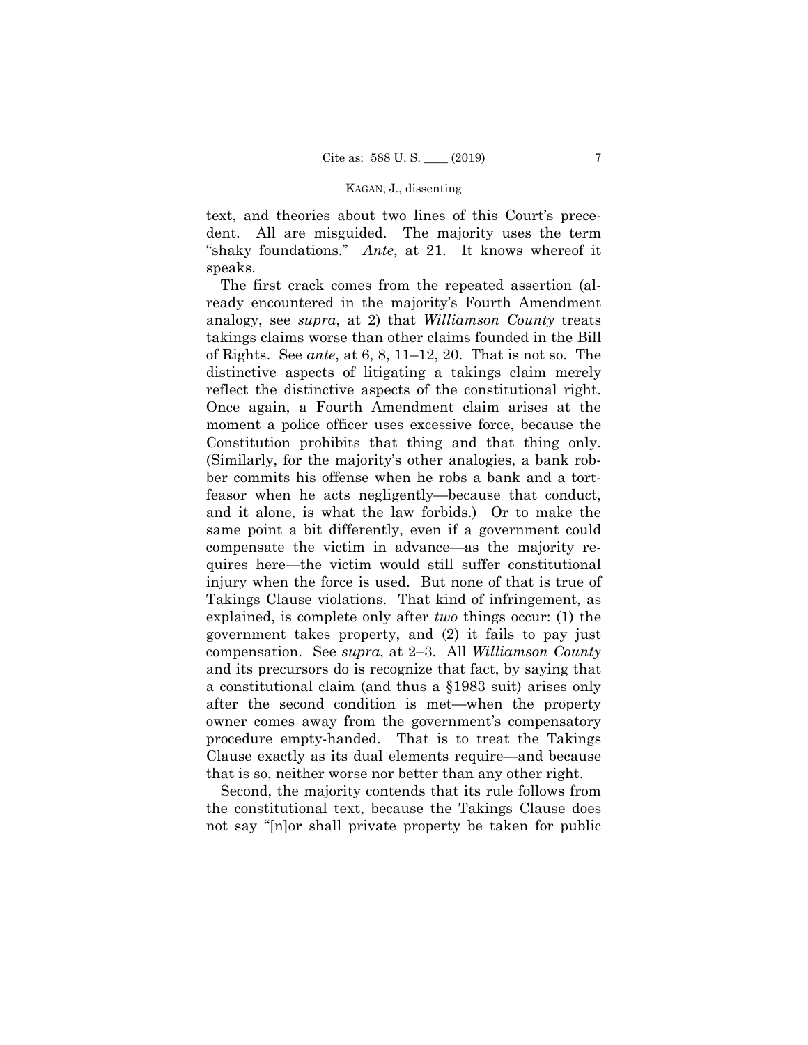text, and theories about two lines of this Court's precedent. All are misguided. The majority uses the term "shaky foundations." *Ante*, at 21. It knows whereof it speaks.

The first crack comes from the repeated assertion (already encountered in the majority's Fourth Amendment analogy, see *supra*, at 2) that *Williamson County* treats takings claims worse than other claims founded in the Bill of Rights. See *ante*, at 6, 8, 11–12, 20. That is not so. The distinctive aspects of litigating a takings claim merely reflect the distinctive aspects of the constitutional right. Once again, a Fourth Amendment claim arises at the moment a police officer uses excessive force, because the Constitution prohibits that thing and that thing only. (Similarly, for the majority's other analogies, a bank robber commits his offense when he robs a bank and a tortfeasor when he acts negligently—because that conduct, and it alone, is what the law forbids.) Or to make the same point a bit differently, even if a government could compensate the victim in advance—as the majority requires here—the victim would still suffer constitutional injury when the force is used. But none of that is true of Takings Clause violations. That kind of infringement, as explained, is complete only after *two* things occur: (1) the government takes property, and (2) it fails to pay just compensation. See *supra*, at 2–3. All *Williamson County* and its precursors do is recognize that fact, by saying that a constitutional claim (and thus a §1983 suit) arises only after the second condition is met—when the property owner comes away from the government's compensatory procedure empty-handed. That is to treat the Takings Clause exactly as its dual elements require—and because that is so, neither worse nor better than any other right.

Second, the majority contends that its rule follows from the constitutional text, because the Takings Clause does not say "[n]or shall private property be taken for public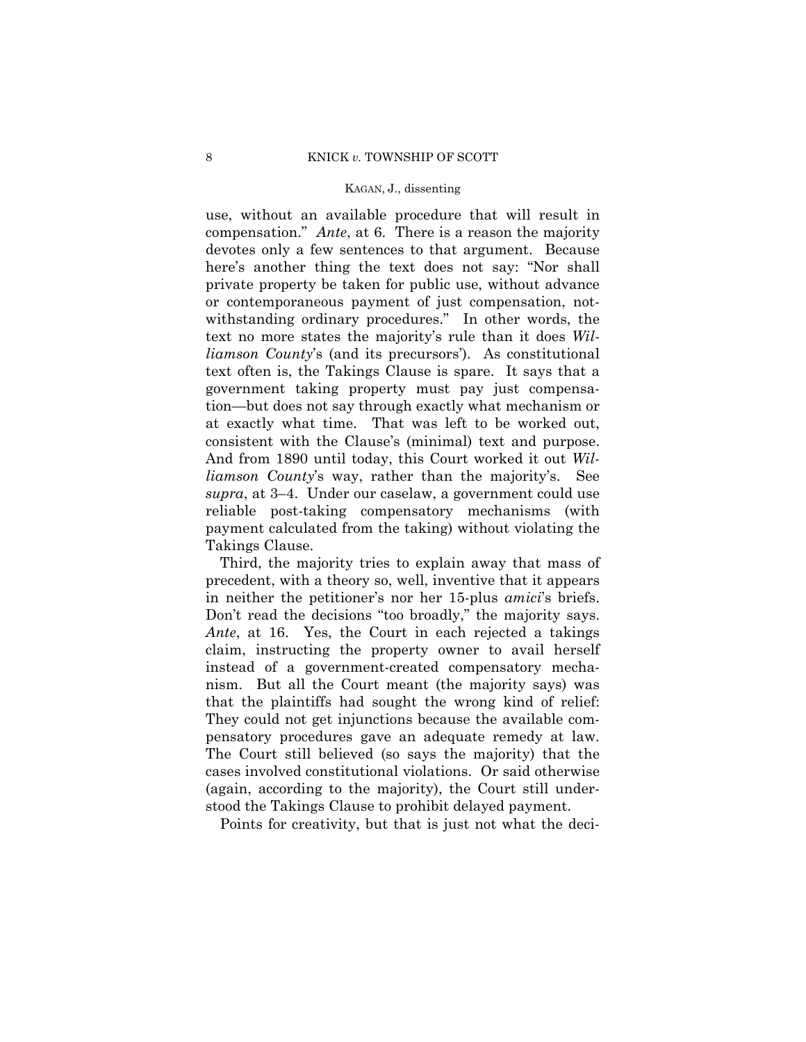use, without an available procedure that will result in compensation." *Ante*, at 6. There is a reason the majority devotes only a few sentences to that argument. Because here's another thing the text does not say: "Nor shall private property be taken for public use, without advance or contemporaneous payment of just compensation, notwithstanding ordinary procedures." In other words, the text no more states the majority's rule than it does *Williamson County*'s (and its precursors'). As constitutional text often is, the Takings Clause is spare. It says that a government taking property must pay just compensation—but does not say through exactly what mechanism or at exactly what time. That was left to be worked out, consistent with the Clause's (minimal) text and purpose. And from 1890 until today, this Court worked it out *Williamson County*'s way, rather than the majority's. See *supra*, at 3–4. Under our caselaw, a government could use reliable post-taking compensatory mechanisms (with payment calculated from the taking) without violating the Takings Clause.

Third, the majority tries to explain away that mass of precedent, with a theory so, well, inventive that it appears in neither the petitioner's nor her 15-plus *amici*'s briefs. Don't read the decisions "too broadly," the majority says. *Ante*, at 16. Yes, the Court in each rejected a takings claim, instructing the property owner to avail herself instead of a government-created compensatory mechanism. But all the Court meant (the majority says) was that the plaintiffs had sought the wrong kind of relief: They could not get injunctions because the available compensatory procedures gave an adequate remedy at law. The Court still believed (so says the majority) that the cases involved constitutional violations. Or said otherwise (again, according to the majority), the Court still understood the Takings Clause to prohibit delayed payment.

Points for creativity, but that is just not what the deci-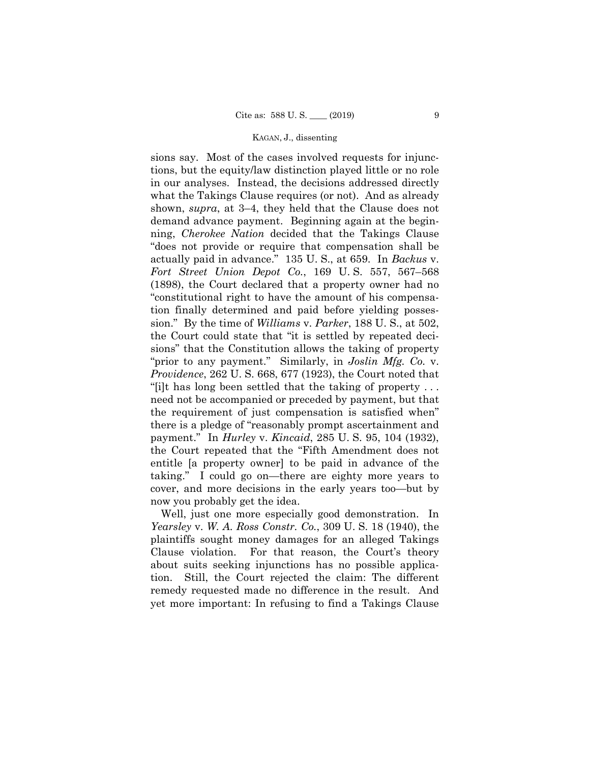sions say. Most of the cases involved requests for injunctions, but the equity/law distinction played little or no role in our analyses. Instead, the decisions addressed directly what the Takings Clause requires (or not). And as already shown, *supra*, at 3–4, they held that the Clause does not demand advance payment. Beginning again at the beginning, *Cherokee Nation* decided that the Takings Clause "does not provide or require that compensation shall be actually paid in advance." 135 U. S., at 659. In *Backus* v. *Fort Street Union Depot Co.*, 169 U. S. 557, 567–568 (1898), the Court declared that a property owner had no "constitutional right to have the amount of his compensation finally determined and paid before yielding possession." By the time of *Williams* v. *Parker*, 188 U. S., at 502, the Court could state that "it is settled by repeated decisions" that the Constitution allows the taking of property "prior to any payment." Similarly, in *Joslin Mfg. Co.* v. *Providence*, 262 U. S. 668, 677 (1923), the Court noted that "[i]t has long been settled that the taking of property . . . need not be accompanied or preceded by payment, but that the requirement of just compensation is satisfied when" there is a pledge of "reasonably prompt ascertainment and payment." In *Hurley* v. *Kincaid*, 285 U. S. 95, 104 (1932), the Court repeated that the "Fifth Amendment does not entitle [a property owner] to be paid in advance of the taking." I could go on—there are eighty more years to cover, and more decisions in the early years too—but by now you probably get the idea.

Well, just one more especially good demonstration. In *Yearsley* v. *W. A. Ross Constr. Co.*, 309 U. S. 18 (1940), the plaintiffs sought money damages for an alleged Takings Clause violation. For that reason, the Court's theory about suits seeking injunctions has no possible application. Still, the Court rejected the claim: The different remedy requested made no difference in the result. And yet more important: In refusing to find a Takings Clause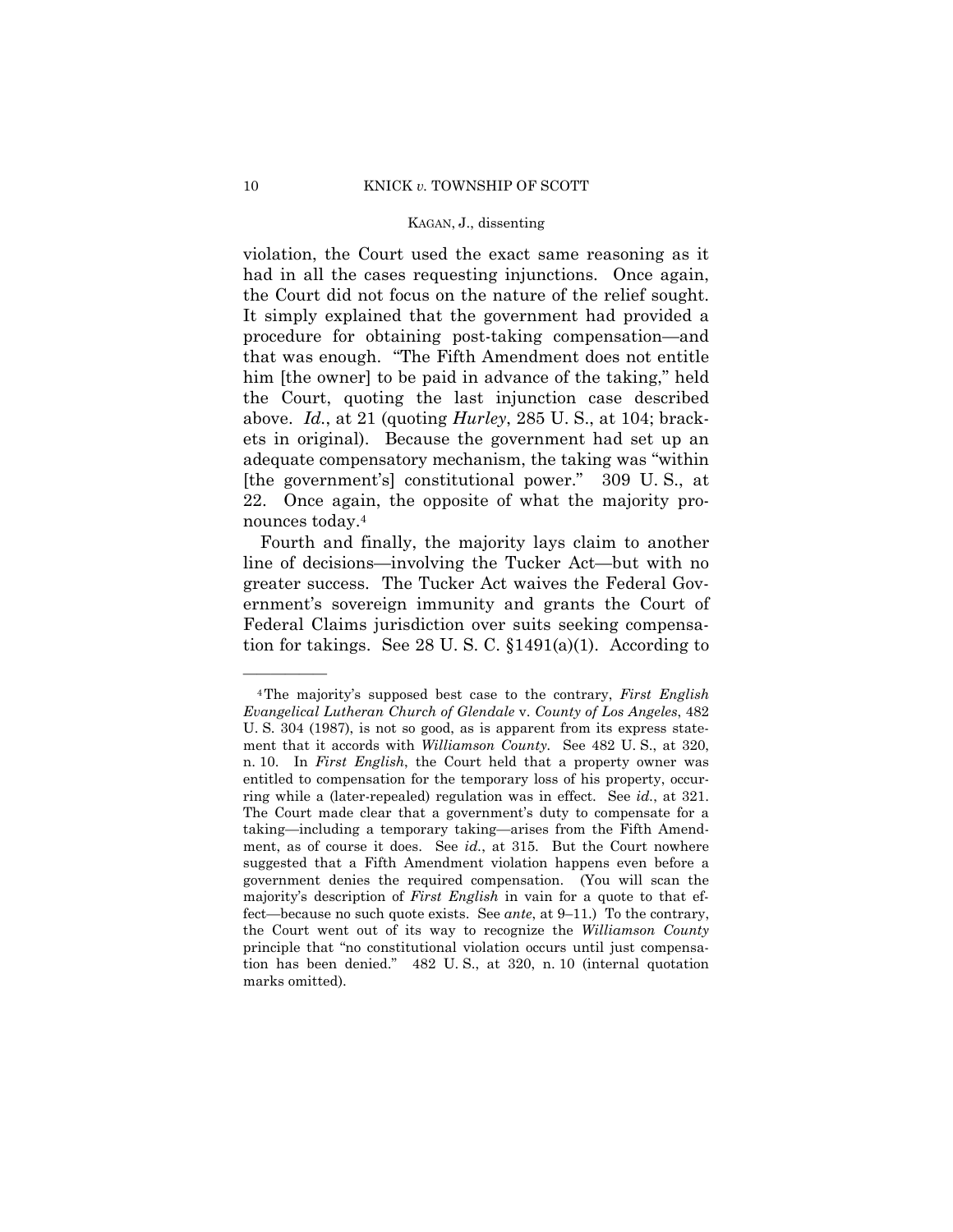violation, the Court used the exact same reasoning as it had in all the cases requesting injunctions. Once again, the Court did not focus on the nature of the relief sought. It simply explained that the government had provided a procedure for obtaining post-taking compensation—and that was enough. "The Fifth Amendment does not entitle him [the owner] to be paid in advance of the taking," held the Court, quoting the last injunction case described above. *Id.*, at 21 (quoting *Hurley*, 285 U. S., at 104; brackets in original). Because the government had set up an adequate compensatory mechanism, the taking was "within [the government's] constitutional power." 309 U. S., at 22. Once again, the opposite of what the majority pronounces today.[4]

Fourth and finally, the majority lays claim to another line of decisions—involving the Tucker Act—but with no greater success. The Tucker Act waives the Federal Government's sovereign immunity and grants the Court of Federal Claims jurisdiction over suits seeking compensation for takings. See 28 U. S. C. §1491(a)(1). According to

---

[4] The majority's supposed best case to the contrary, *First English Evangelical Lutheran Church of Glendale* v. *County of Los Angeles*, 482 U. S. 304 (1987), is not so good, as is apparent from its express statement that it accords with *Williamson County*. See 482 U. S., at 320, n. 10. In *First English*, the Court held that a property owner was entitled to compensation for the temporary loss of his property, occurring while a (later-repealed) regulation was in effect. See *id.*, at 321. The Court made clear that a government's duty to compensate for a taking—including a temporary taking—arises from the Fifth Amendment, as of course it does. See *id.*, at 315. But the Court nowhere suggested that a Fifth Amendment violation happens even before a government denies the required compensation. (You will scan the majority's description of *First English* in vain for a quote to that effect—because no such quote exists. See *ante*, at 9–11.) To the contrary, the Court went out of its way to recognize the *Williamson County* principle that "no constitutional violation occurs until just compensation has been denied." 482 U. S., at 320, n. 10 (internal quotation marks omitted).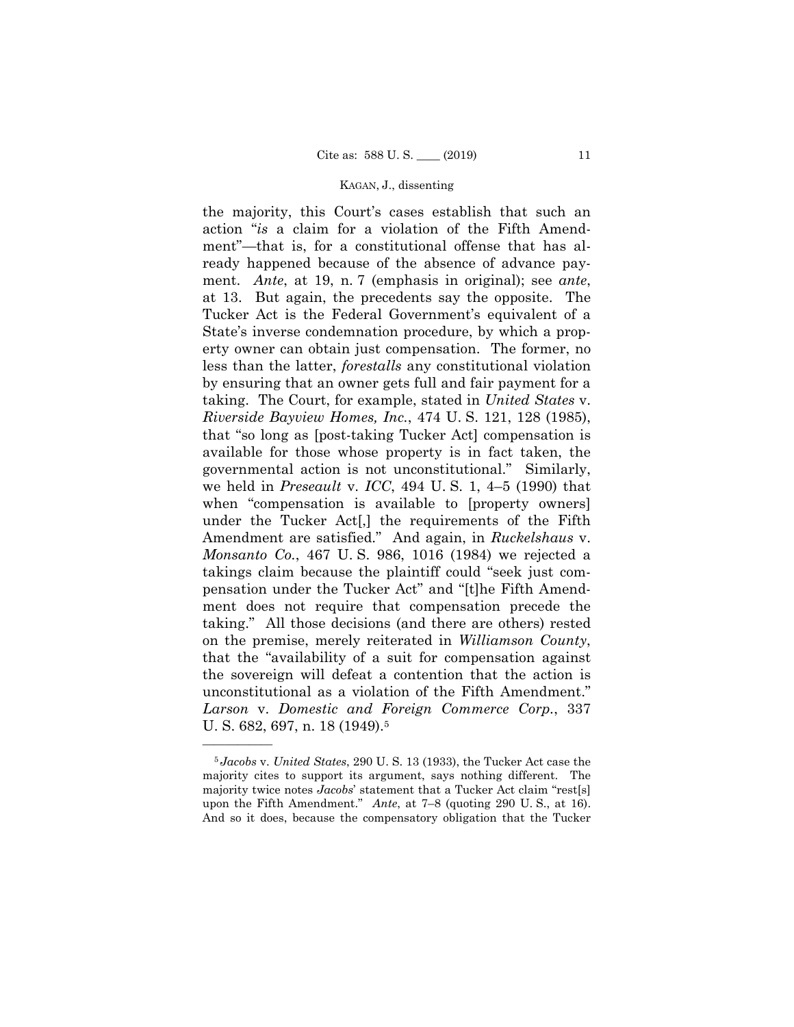the majority, this Court's cases establish that such an action "*is* a claim for a violation of the Fifth Amendment"—that is, for a constitutional offense that has already happened because of the absence of advance payment. *Ante*, at 19, n. 7 (emphasis in original); see *ante*, at 13. But again, the precedents say the opposite. The Tucker Act is the Federal Government's equivalent of a State's inverse condemnation procedure, by which a property owner can obtain just compensation. The former, no less than the latter, *forestalls* any constitutional violation by ensuring that an owner gets full and fair payment for a taking. The Court, for example, stated in *United States* v. *Riverside Bayview Homes, Inc.*, 474 U. S. 121, 128 (1985), that "so long as [post-taking Tucker Act] compensation is available for those whose property is in fact taken, the governmental action is not unconstitutional." Similarly, we held in *Preseault* v. *ICC*, 494 U. S. 1, 4–5 (1990) that when "compensation is available to [property owners] under the Tucker Act[,] the requirements of the Fifth Amendment are satisfied." And again, in *Ruckelshaus* v. *Monsanto Co.*, 467 U. S. 986, 1016 (1984) we rejected a takings claim because the plaintiff could "seek just compensation under the Tucker Act" and "[t]he Fifth Amendment does not require that compensation precede the taking." All those decisions (and there are others) rested on the premise, merely reiterated in *Williamson County*, that the "availability of a suit for compensation against the sovereign will defeat a contention that the action is unconstitutional as a violation of the Fifth Amendment." *Larson* v. *Domestic and Foreign Commerce Corp.*, 337 U. S. 682, 697, n. 18 (1949).[5]

---

[5] *Jacobs* v. *United States*, 290 U. S. 13 (1933), the Tucker Act case the majority cites to support its argument, says nothing different. The majority twice notes *Jacobs*' statement that a Tucker Act claim "rest[s] upon the Fifth Amendment." *Ante*, at 7–8 (quoting 290 U. S., at 16). And so it does, because the compensatory obligation that the Tucker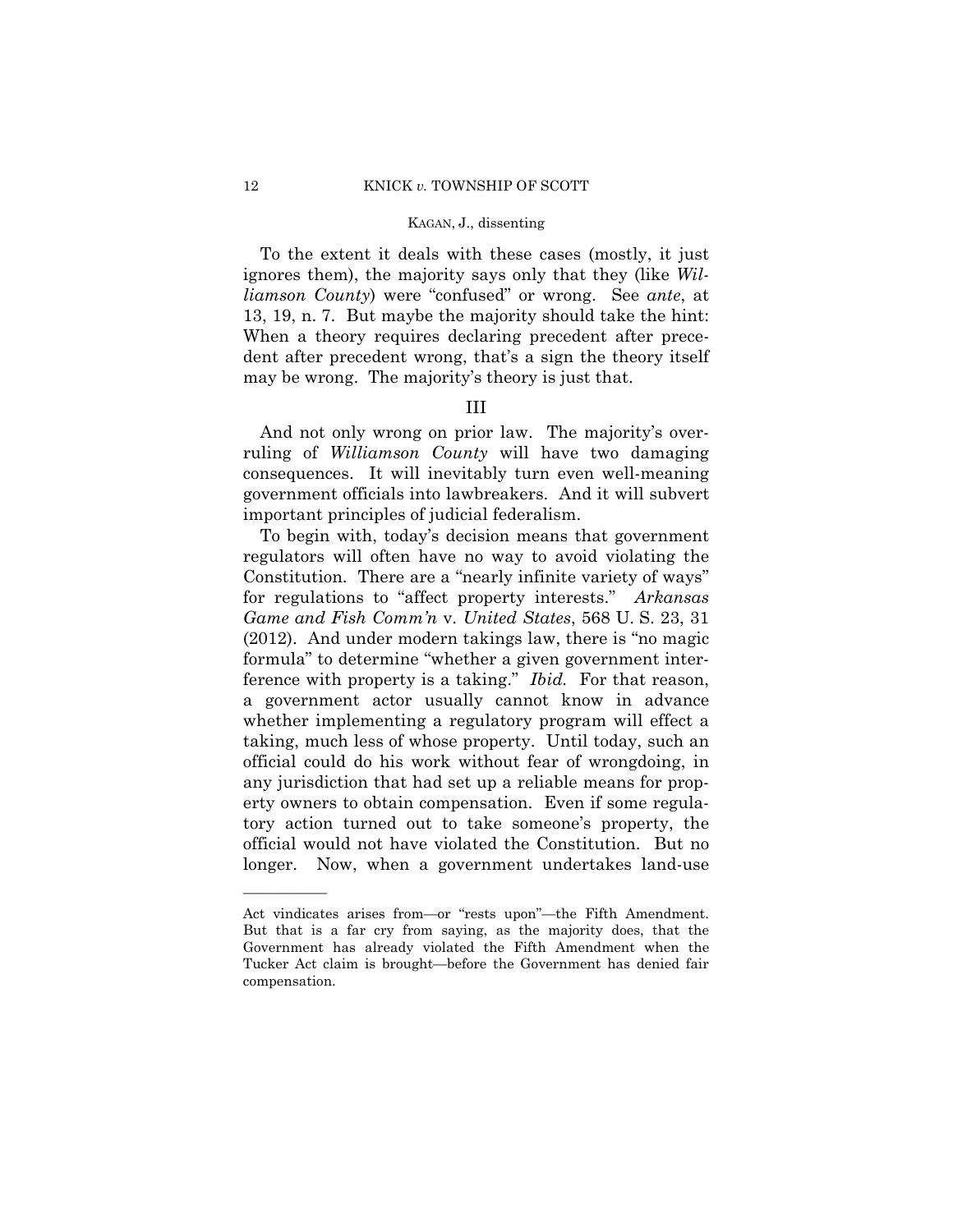To the extent it deals with these cases (mostly, it just ignores them), the majority says only that they (like *Williamson County*) were "confused" or wrong. See *ante*, at 13, 19, n. 7. But maybe the majority should take the hint: When a theory requires declaring precedent after precedent after precedent wrong, that's a sign the theory itself may be wrong. The majority's theory is just that.

## III

And not only wrong on prior law. The majority's overruling of *Williamson County* will have two damaging consequences. It will inevitably turn even well-meaning government officials into lawbreakers. And it will subvert important principles of judicial federalism.

To begin with, today's decision means that government regulators will often have no way to avoid violating the Constitution. There are a "nearly infinite variety of ways" for regulations to "affect property interests." *Arkansas Game and Fish Comm'n* v. *United States*, 568 U. S. 23, 31 (2012). And under modern takings law, there is "no magic formula" to determine "whether a given government interference with property is a taking." *Ibid.* For that reason, a government actor usually cannot know in advance whether implementing a regulatory program will effect a taking, much less of whose property. Until today, such an official could do his work without fear of wrongdoing, in any jurisdiction that had set up a reliable means for property owners to obtain compensation. Even if some regulatory action turned out to take someone's property, the official would not have violated the Constitution. But no longer. Now, when a government undertakes land-use

---

Act vindicates arises from—or "rests upon"—the Fifth Amendment. But that is a far cry from saying, as the majority does, that the Government has already violated the Fifth Amendment when the Tucker Act claim is brought—before the Government has denied fair compensation.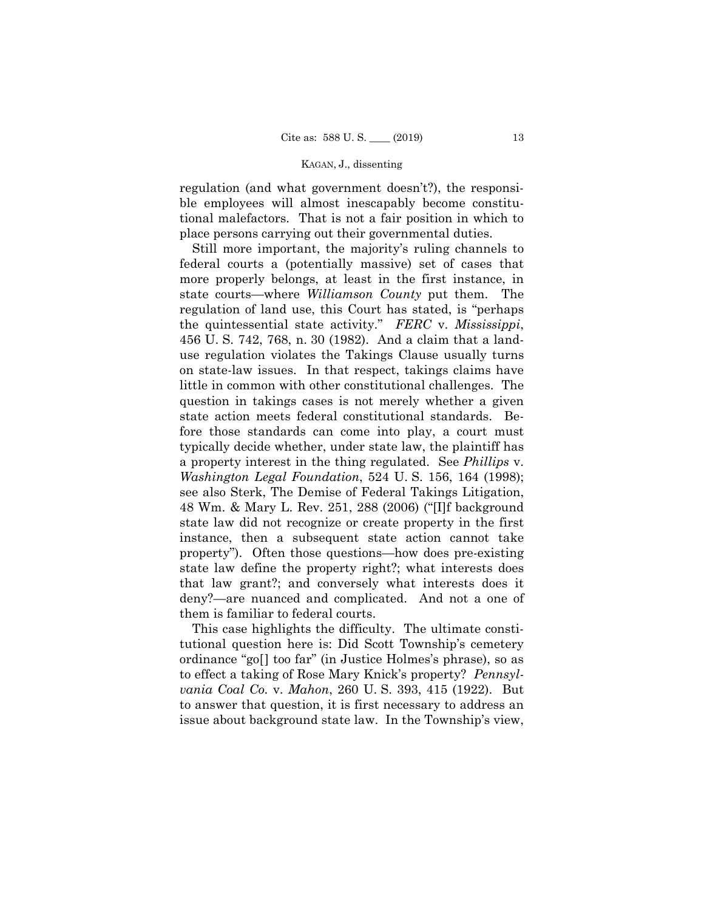regulation (and what government doesn't?), the responsible employees will almost inescapably become constitutional malefactors. That is not a fair position in which to place persons carrying out their governmental duties.

Still more important, the majority's ruling channels to federal courts a (potentially massive) set of cases that more properly belongs, at least in the first instance, in state courts—where *Williamson County* put them. The regulation of land use, this Court has stated, is "perhaps the quintessential state activity." *FERC* v. *Mississippi*, 456 U. S. 742, 768, n. 30 (1982). And a claim that a land-use regulation violates the Takings Clause usually turns on state-law issues. In that respect, takings claims have little in common with other constitutional challenges. The question in takings cases is not merely whether a given state action meets federal constitutional standards. Before those standards can come into play, a court must typically decide whether, under state law, the plaintiff has a property interest in the thing regulated. See *Phillips* v. *Washington Legal Foundation*, 524 U. S. 156, 164 (1998); see also Sterk, The Demise of Federal Takings Litigation, 48 Wm. & Mary L. Rev. 251, 288 (2006) ("[I]f background state law did not recognize or create property in the first instance, then a subsequent state action cannot take property"). Often those questions—how does pre-existing state law define the property right?; what interests does that law grant?; and conversely what interests does it deny?—are nuanced and complicated. And not a one of them is familiar to federal courts.

This case highlights the difficulty. The ultimate constitutional question here is: Did Scott Township's cemetery ordinance "go[] too far" (in Justice Holmes's phrase), so as to effect a taking of Rose Mary Knick's property? *Pennsylvania Coal Co.* v. *Mahon*, 260 U. S. 393, 415 (1922). But to answer that question, it is first necessary to address an issue about background state law. In the Township's view,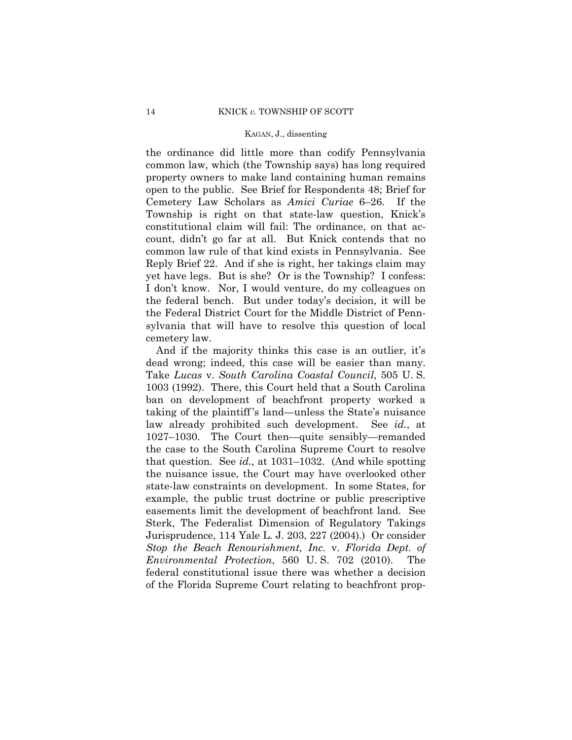the ordinance did little more than codify Pennsylvania common law, which (the Township says) has long required property owners to make land containing human remains open to the public. See Brief for Respondents 48; Brief for Cemetery Law Scholars as *Amici Curiae* 6–26. If the Township is right on that state-law question, Knick's constitutional claim will fail: The ordinance, on that account, didn't go far at all. But Knick contends that no common law rule of that kind exists in Pennsylvania. See Reply Brief 22. And if she is right, her takings claim may yet have legs. But is she? Or is the Township? I confess: I don't know. Nor, I would venture, do my colleagues on the federal bench. But under today's decision, it will be the Federal District Court for the Middle District of Pennsylvania that will have to resolve this question of local cemetery law.

And if the majority thinks this case is an outlier, it's dead wrong; indeed, this case will be easier than many. Take *Lucas* v. *South Carolina Coastal Council*, 505 U. S. 1003 (1992). There, this Court held that a South Carolina ban on development of beachfront property worked a taking of the plaintiff's land—unless the State's nuisance law already prohibited such development. See *id.*, at 1027–1030. The Court then—quite sensibly—remanded the case to the South Carolina Supreme Court to resolve that question. See *id.*, at 1031–1032. (And while spotting the nuisance issue, the Court may have overlooked other state-law constraints on development. In some States, for example, the public trust doctrine or public prescriptive easements limit the development of beachfront land. See Sterk, The Federalist Dimension of Regulatory Takings Jurisprudence, 114 Yale L. J. 203, 227 (2004).) Or consider *Stop the Beach Renourishment, Inc.* v. *Florida Dept. of Environmental Protection*, 560 U. S. 702 (2010). The federal constitutional issue there was whether a decision of the Florida Supreme Court relating to beachfront prop-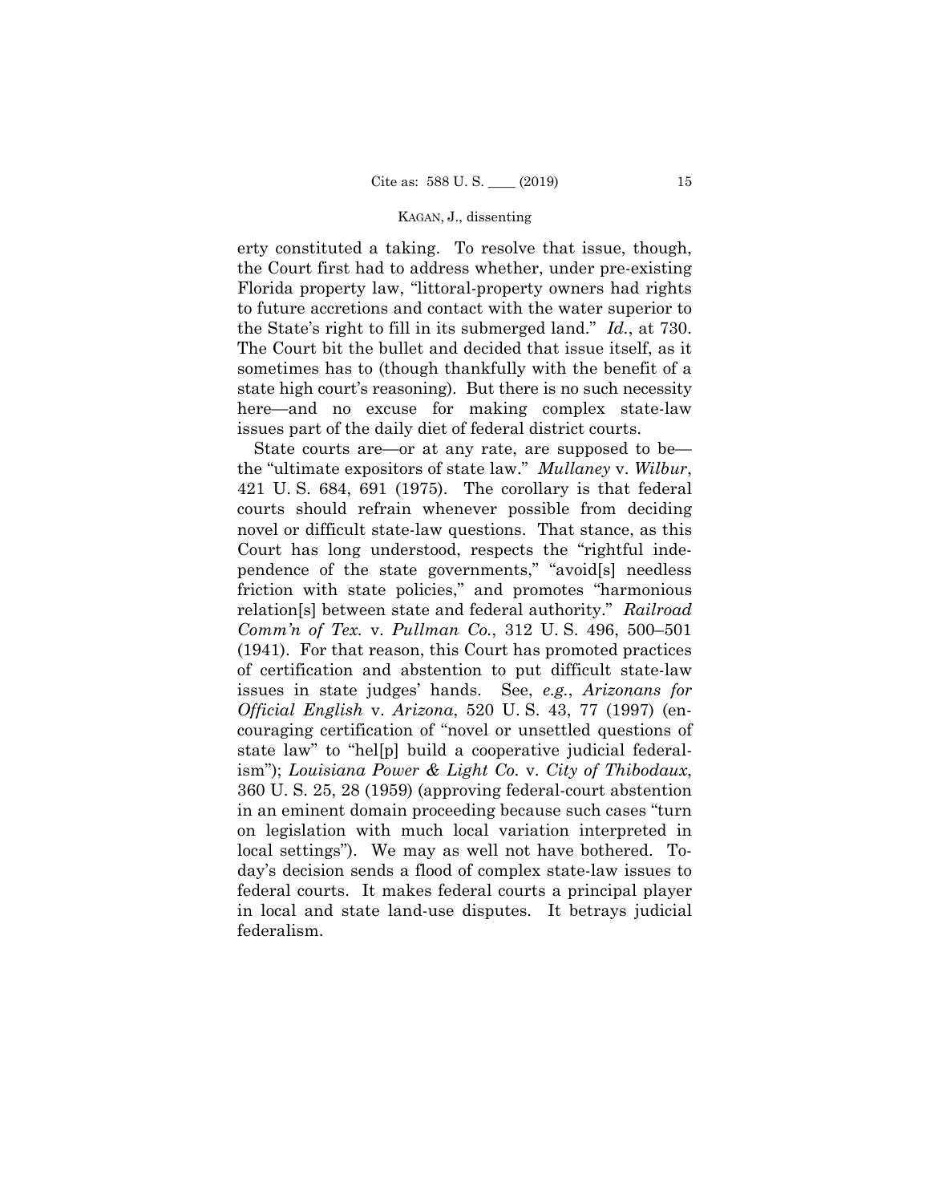erty constituted a taking. To resolve that issue, though, the Court first had to address whether, under pre-existing Florida property law, "littoral-property owners had rights to future accretions and contact with the water superior to the State's right to fill in its submerged land." *Id.*, at 730. The Court bit the bullet and decided that issue itself, as it sometimes has to (though thankfully with the benefit of a state high court's reasoning). But there is no such necessity here—and no excuse for making complex state-law issues part of the daily diet of federal district courts.

State courts are—or at any rate, are supposed to be—the "ultimate expositors of state law." *Mullaney* v. *Wilbur*, 421 U. S. 684, 691 (1975). The corollary is that federal courts should refrain whenever possible from deciding novel or difficult state-law questions. That stance, as this Court has long understood, respects the "rightful independence of the state governments," "avoid[s] needless friction with state policies," and promotes "harmonious relation[s] between state and federal authority." *Railroad Comm'n of Tex.* v. *Pullman Co.*, 312 U. S. 496, 500–501 (1941). For that reason, this Court has promoted practices of certification and abstention to put difficult state-law issues in state judges' hands. See, *e.g.*, *Arizonans for Official English* v. *Arizona*, 520 U. S. 43, 77 (1997) (encouraging certification of "novel or unsettled questions of state law" to "hel[p] build a cooperative judicial federalism"); *Louisiana Power & Light Co.* v. *City of Thibodaux*, 360 U. S. 25, 28 (1959) (approving federal-court abstention in an eminent domain proceeding because such cases "turn on legislation with much local variation interpreted in local settings"). We may as well not have bothered. Today's decision sends a flood of complex state-law issues to federal courts. It makes federal courts a principal player in local and state land-use disputes. It betrays judicial federalism.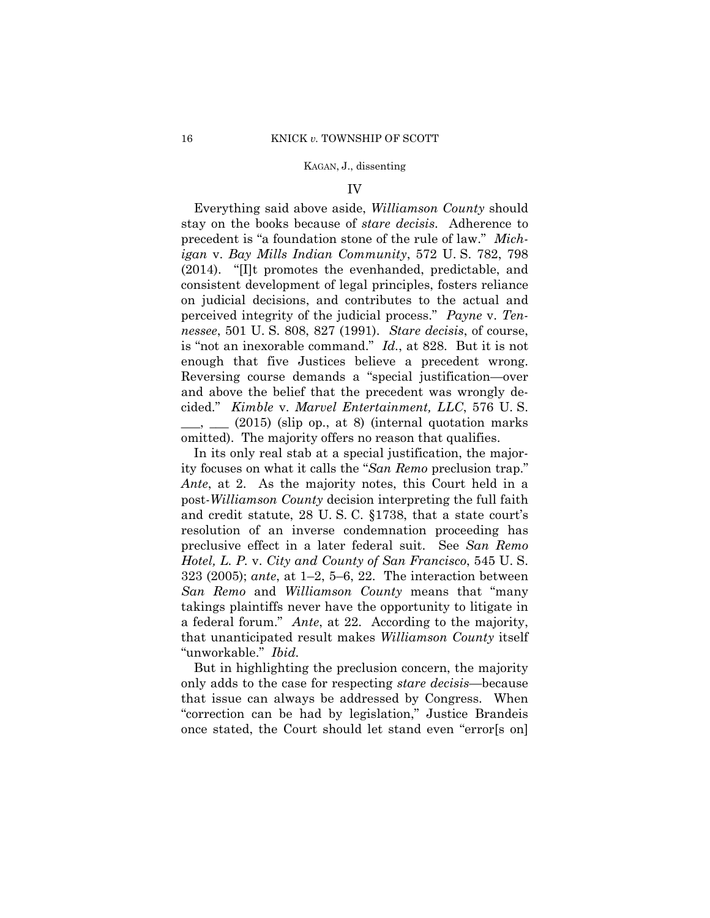## IV

Everything said above aside, *Williamson County* should stay on the books because of *stare decisis*. Adherence to precedent is "a foundation stone of the rule of law." *Michigan* v. *Bay Mills Indian Community*, 572 U. S. 782, 798 (2014). "[I]t promotes the evenhanded, predictable, and consistent development of legal principles, fosters reliance on judicial decisions, and contributes to the actual and perceived integrity of the judicial process." *Payne* v. *Tennessee*, 501 U. S. 808, 827 (1991). *Stare decisis*, of course, is "not an inexorable command." *Id.*, at 828. But it is not enough that five Justices believe a precedent wrong. Reversing course demands a "special justification—over and above the belief that the precedent was wrongly decided." *Kimble* v. *Marvel Entertainment, LLC*, 576 U. S. \_\_\_, \_\_\_ (2015) (slip op., at 8) (internal quotation marks omitted). The majority offers no reason that qualifies.

In its only real stab at a special justification, the majority focuses on what it calls the "*San Remo* preclusion trap." *Ante*, at 2. As the majority notes, this Court held in a post-*Williamson County* decision interpreting the full faith and credit statute, 28 U. S. C. §1738, that a state court's resolution of an inverse condemnation proceeding has preclusive effect in a later federal suit. See *San Remo Hotel, L. P.* v. *City and County of San Francisco*, 545 U. S. 323 (2005); *ante*, at 1–2, 5–6, 22. The interaction between *San Remo* and *Williamson County* means that "many takings plaintiffs never have the opportunity to litigate in a federal forum." *Ante*, at 22. According to the majority, that unanticipated result makes *Williamson County* itself "unworkable." *Ibid.*

But in highlighting the preclusion concern, the majority only adds to the case for respecting *stare decisis*—because that issue can always be addressed by Congress. When "correction can be had by legislation," Justice Brandeis once stated, the Court should let stand even "error[s on]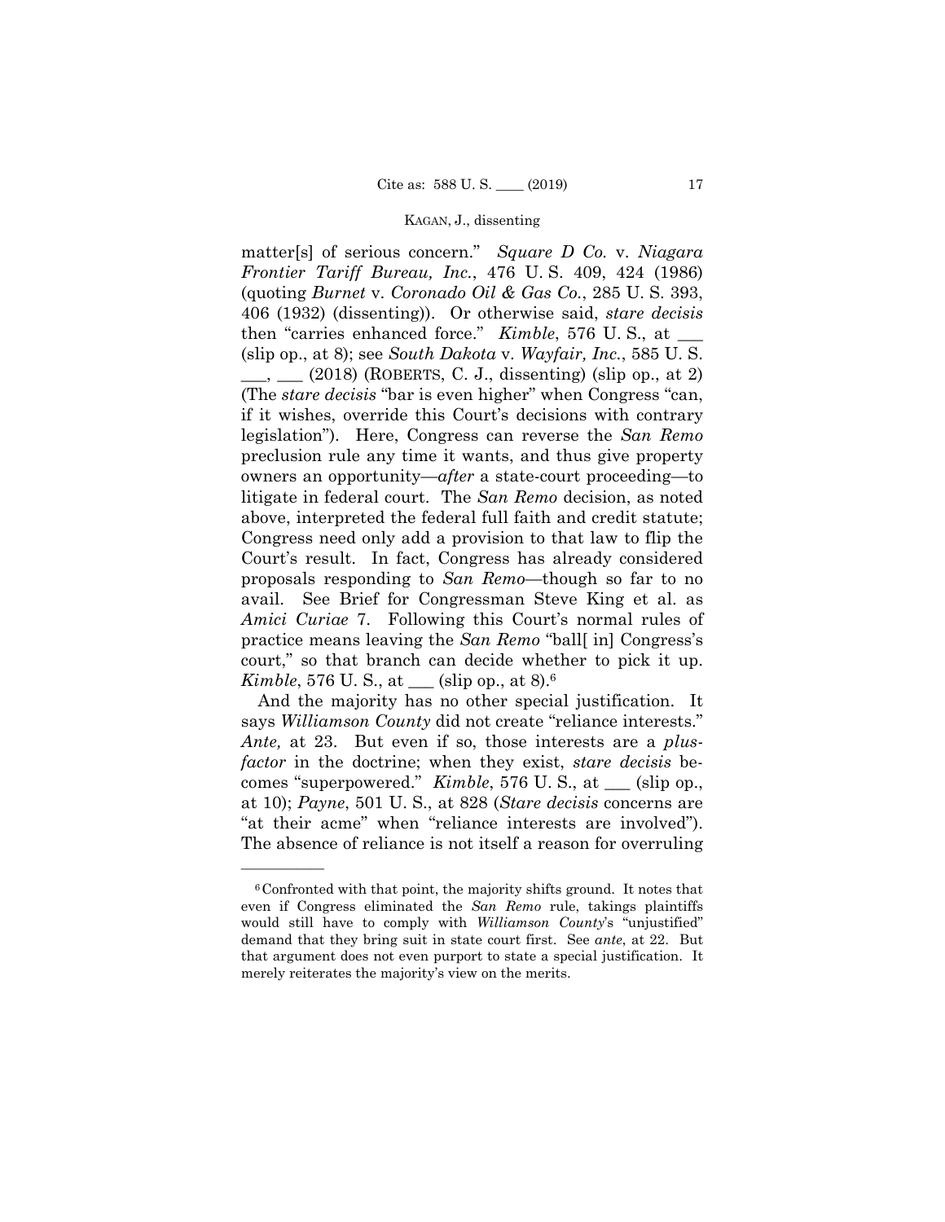matter[s] of serious concern." *Square D Co.* v. *Niagara Frontier Tariff Bureau, Inc.*, 476 U. S. 409, 424 (1986) (quoting *Burnet* v. *Coronado Oil & Gas Co.*, 285 U. S. 393, 406 (1932) (dissenting)). Or otherwise said, *stare decisis* then "carries enhanced force." *Kimble*, 576 U. S., at ___ (slip op., at 8); see *South Dakota* v. *Wayfair, Inc.*, 585 U. S. ___, ___ (2018) (ROBERTS, C. J., dissenting) (slip op., at 2) (The *stare decisis* "bar is even higher" when Congress "can, if it wishes, override this Court's decisions with contrary legislation"). Here, Congress can reverse the *San Remo* preclusion rule any time it wants, and thus give property owners an opportunity—*after* a state-court proceeding—to litigate in federal court. The *San Remo* decision, as noted above, interpreted the federal full faith and credit statute; Congress need only add a provision to that law to flip the Court's result. In fact, Congress has already considered proposals responding to *San Remo*—though so far to no avail. See Brief for Congressman Steve King et al. as *Amici Curiae* 7. Following this Court's normal rules of practice means leaving the *San Remo* "ball[ in] Congress's court," so that branch can decide whether to pick it up. *Kimble*, 576 U. S., at ___ (slip op., at 8).[6]

And the majority has no other special justification. It says *Williamson County* did not create "reliance interests." *Ante,* at 23. But even if so, those interests are a *plus-factor* in the doctrine; when they exist, *stare decisis* becomes "superpowered." *Kimble*, 576 U. S., at ___ (slip op., at 10); *Payne*, 501 U. S., at 828 (*Stare decisis* concerns are "at their acme" when "reliance interests are involved"). The absence of reliance is not itself a reason for overruling

---

[6] Confronted with that point, the majority shifts ground. It notes that even if Congress eliminated the *San Remo* rule, takings plaintiffs would still have to comply with *Williamson County*'s "unjustified" demand that they bring suit in state court first. See *ante*, at 22. But that argument does not even purport to state a special justification. It merely reiterates the majority's view on the merits.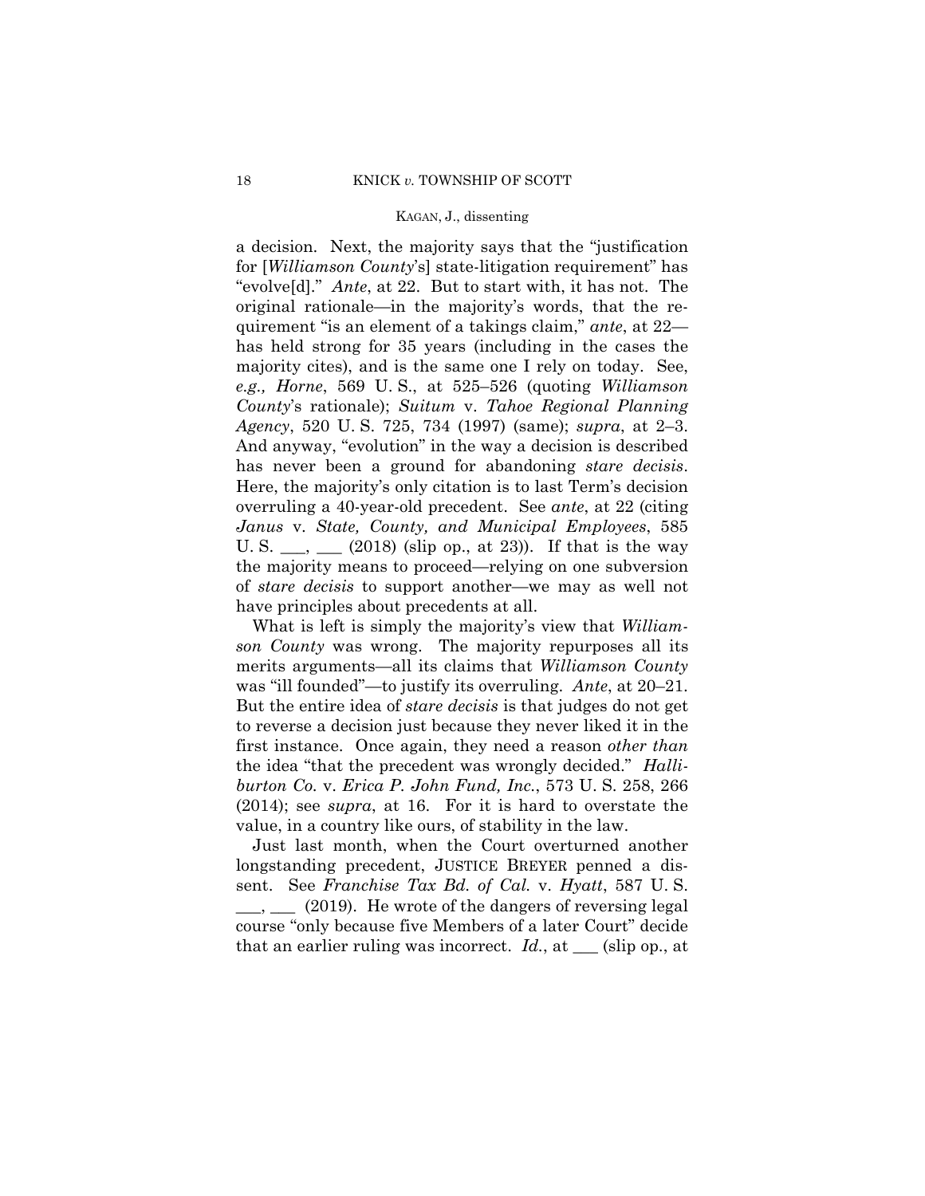a decision. Next, the majority says that the "justification for [*Williamson County*'s] state-litigation requirement" has "evolve[d]." *Ante*, at 22. But to start with, it has not. The original rationale—in the majority's words, that the requirement "is an element of a takings claim," *ante*, at 22—has held strong for 35 years (including in the cases the majority cites), and is the same one I rely on today. See, *e.g., Horne*, 569 U. S., at 525–526 (quoting *Williamson County*'s rationale); *Suitum* v. *Tahoe Regional Planning Agency*, 520 U. S. 725, 734 (1997) (same); *supra*, at 2–3. And anyway, "evolution" in the way a decision is described has never been a ground for abandoning *stare decisis*. Here, the majority's only citation is to last Term's decision overruling a 40-year-old precedent. See *ante*, at 22 (citing *Janus* v. *State, County, and Municipal Employees*, 585 U. S. ___, ___ (2018) (slip op., at 23)). If that is the way the majority means to proceed—relying on one subversion of *stare decisis* to support another—we may as well not have principles about precedents at all.

What is left is simply the majority's view that *Williamson County* was wrong. The majority repurposes all its merits arguments—all its claims that *Williamson County* was "ill founded"—to justify its overruling. *Ante*, at 20–21. But the entire idea of *stare decisis* is that judges do not get to reverse a decision just because they never liked it in the first instance. Once again, they need a reason *other than* the idea "that the precedent was wrongly decided." *Halliburton Co.* v. *Erica P. John Fund, Inc.*, 573 U. S. 258, 266 (2014); see *supra*, at 16. For it is hard to overstate the value, in a country like ours, of stability in the law.

Just last month, when the Court overturned another longstanding precedent, JUSTICE BREYER penned a dissent. See *Franchise Tax Bd. of Cal.* v. *Hyatt*, 587 U. S. ___, ___ (2019). He wrote of the dangers of reversing legal course "only because five Members of a later Court" decide that an earlier ruling was incorrect. *Id.*, at ___ (slip op., at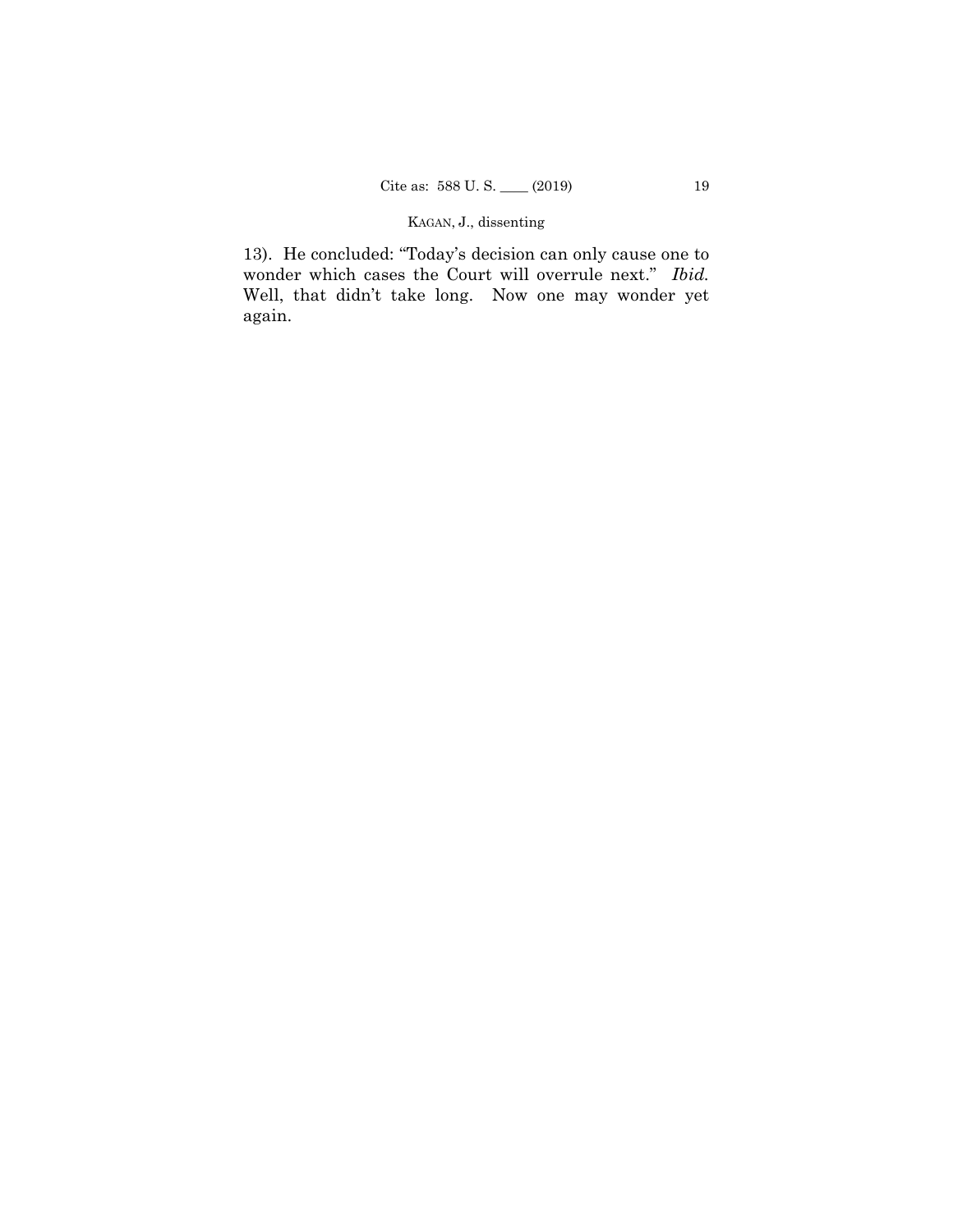13). He concluded: "Today's decision can only cause one to wonder which cases the Court will overrule next." *Ibid.* Well, that didn't take long. Now one may wonder yet again.